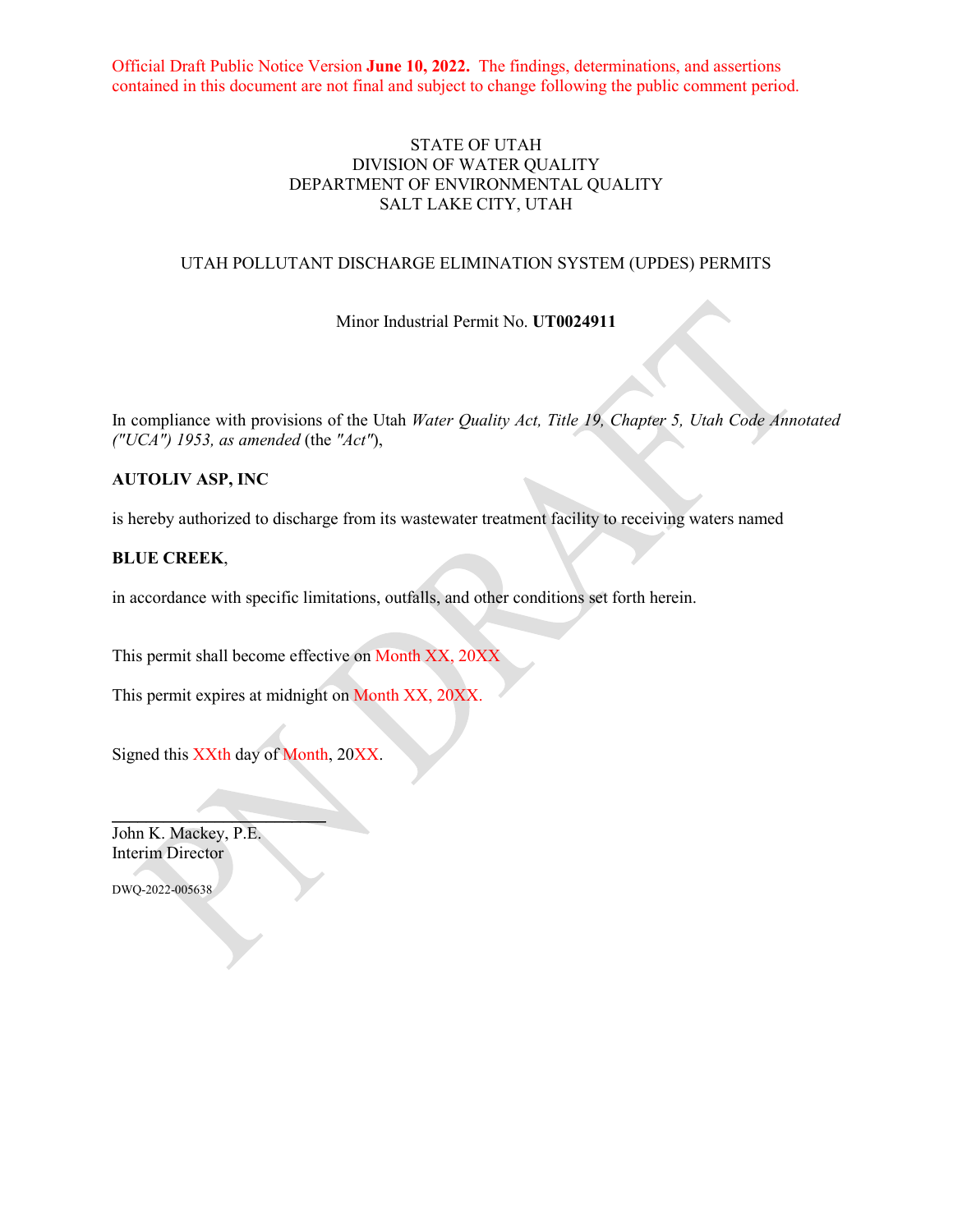Official Draft Public Notice Version **June 10, 2022.** The findings, determinations, and assertions contained in this document are not final and subject to change following the public comment period.

STATE OF UTAH
DIVISION OF WATER QUALITY
DEPARTMENT OF ENVIRONMENTAL QUALITY
SALT LAKE CITY, UTAH

UTAH POLLUTANT DISCHARGE ELIMINATION SYSTEM (UPDES) PERMITS

Minor Industrial Permit No. **UT0024911**

In compliance with provisions of the Utah *Water Quality Act, Title 19, Chapter 5, Utah Code Annotated ("UCA") 1953, as amended* (the *"Act"*),

**AUTOLIV ASP, INC**

is hereby authorized to discharge from its wastewater treatment facility to receiving waters named

**BLUE CREEK**,

in accordance with specific limitations, outfalls, and other conditions set forth herein.

This permit shall become effective on Month XX, 20XX

This permit expires at midnight on Month XX, 20XX.

Signed this XXth day of Month, 20XX.

\_\_\_\_\_\_\_\_\_\_\_\_\_\_\_\_\_\_\_\_\_\_\_\_\_
John K. Mackey, P.E.
Interim Director

DWQ-2022-005638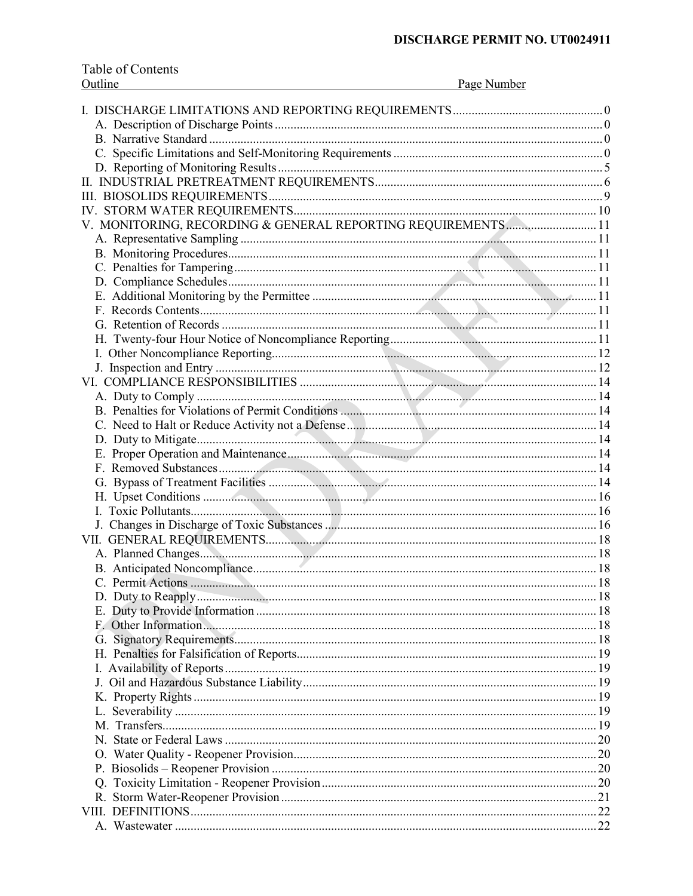Table of Contents

| Outline | Page Number |
|---|---|
| I. DISCHARGE LIMITATIONS AND REPORTING REQUIREMENTS | 0 |
| A. Description of Discharge Points | 0 |
| B. Narrative Standard | 0 |
| C. Specific Limitations and Self-Monitoring Requirements | 0 |
| D. Reporting of Monitoring Results | 5 |
| II. INDUSTRIAL PRETREATMENT REQUIREMENTS | 6 |
| III. BIOSOLIDS REQUIREMENTS | 9 |
| IV. STORM WATER REQUIREMENTS | 10 |
| V. MONITORING, RECORDING & GENERAL REPORTING REQUIREMENTS | 11 |
| A. Representative Sampling | 11 |
| B. Monitoring Procedures | 11 |
| C. Penalties for Tampering | 11 |
| D. Compliance Schedules | 11 |
| E. Additional Monitoring by the Permittee | 11 |
| F. Records Contents | 11 |
| G. Retention of Records | 11 |
| H. Twenty-four Hour Notice of Noncompliance Reporting | 11 |
| I. Other Noncompliance Reporting | 12 |
| J. Inspection and Entry | 12 |
| VI. COMPLIANCE RESPONSIBILITIES | 14 |
| A. Duty to Comply | 14 |
| B. Penalties for Violations of Permit Conditions | 14 |
| C. Need to Halt or Reduce Activity not a Defense | 14 |
| D. Duty to Mitigate | 14 |
| E. Proper Operation and Maintenance | 14 |
| F. Removed Substances | 14 |
| G. Bypass of Treatment Facilities | 14 |
| H. Upset Conditions | 16 |
| I. Toxic Pollutants | 16 |
| J. Changes in Discharge of Toxic Substances | 16 |
| VII. GENERAL REQUIREMENTS | 18 |
| A. Planned Changes | 18 |
| B. Anticipated Noncompliance | 18 |
| C. Permit Actions | 18 |
| D. Duty to Reapply | 18 |
| E. Duty to Provide Information | 18 |
| F. Other Information | 18 |
| G. Signatory Requirements | 18 |
| H. Penalties for Falsification of Reports | 19 |
| I. Availability of Reports | 19 |
| J. Oil and Hazardous Substance Liability | 19 |
| K. Property Rights | 19 |
| L. Severability | 19 |
| M. Transfers | 19 |
| N. State or Federal Laws | 20 |
| O. Water Quality - Reopener Provision | 20 |
| P. Biosolids – Reopener Provision | 20 |
| Q. Toxicity Limitation - Reopener Provision | 20 |
| R. Storm Water-Reopener Provision | 21 |
| VIII. DEFINITIONS | 22 |
| A. Wastewater | 22 |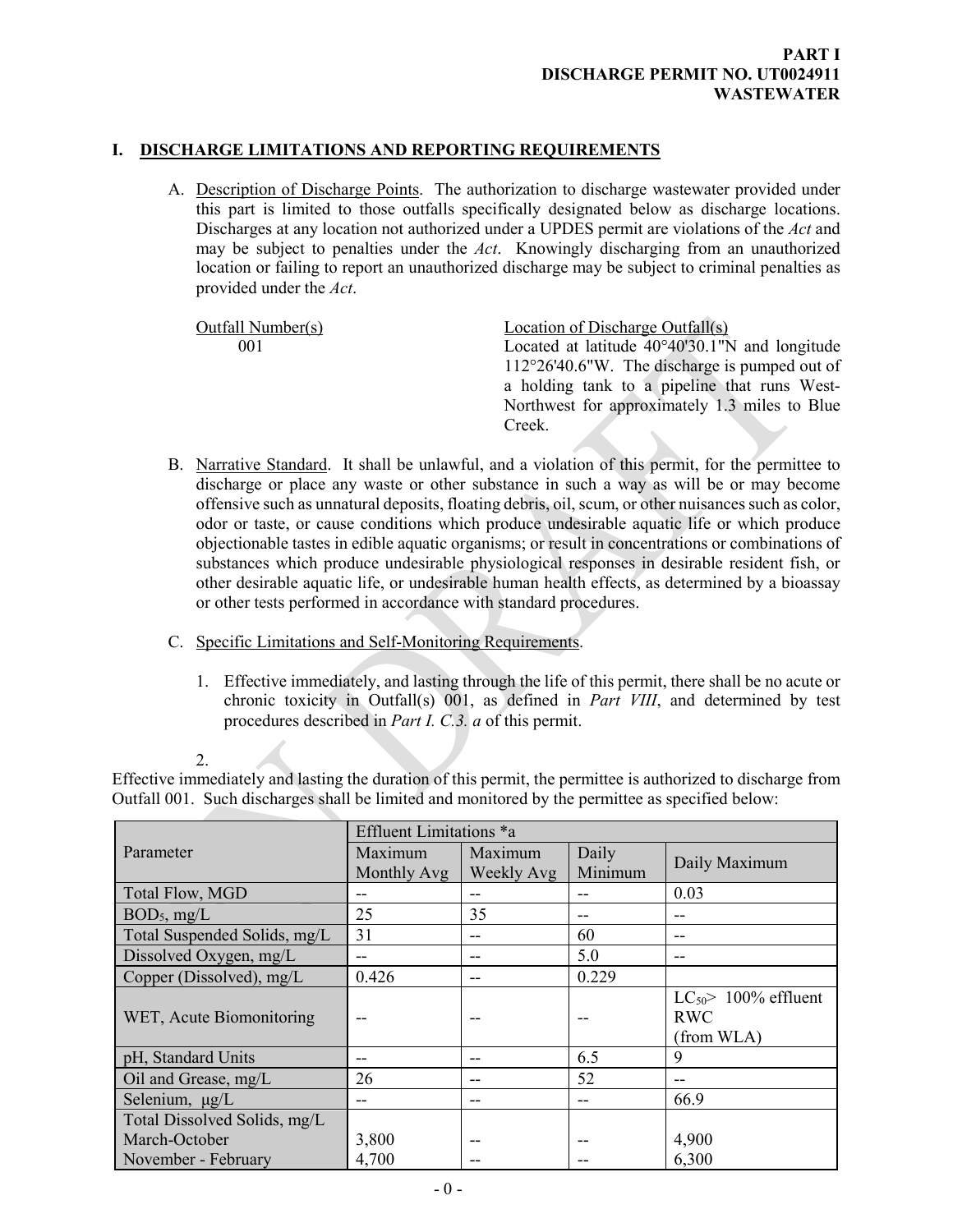**PART I**
**DISCHARGE PERMIT NO. UT0024911**
**WASTEWATER**

## I. DISCHARGE LIMITATIONS AND REPORTING REQUIREMENTS

A. Description of Discharge Points. The authorization to discharge wastewater provided under this part is limited to those outfalls specifically designated below as discharge locations. Discharges at any location not authorized under a UPDES permit are violations of the *Act* and may be subject to penalties under the *Act*. Knowingly discharging from an unauthorized location or failing to report an unauthorized discharge may be subject to criminal penalties as provided under the *Act*.

| Outfall Number(s) | Location of Discharge Outfall(s) |
|---|---|
| 001 | Located at latitude 40°40'30.1"N and longitude 112°26'40.6"W. The discharge is pumped out of a holding tank to a pipeline that runs West-Northwest for approximately 1.3 miles to Blue Creek. |

B. Narrative Standard. It shall be unlawful, and a violation of this permit, for the permittee to discharge or place any waste or other substance in such a way as will be or may become offensive such as unnatural deposits, floating debris, oil, scum, or other nuisances such as color, odor or taste, or cause conditions which produce undesirable aquatic life or which produce objectionable tastes in edible aquatic organisms; or result in concentrations or combinations of substances which produce undesirable physiological responses in desirable resident fish, or other desirable aquatic life, or undesirable human health effects, as determined by a bioassay or other tests performed in accordance with standard procedures.

C. Specific Limitations and Self-Monitoring Requirements.

1. Effective immediately, and lasting through the life of this permit, there shall be no acute or chronic toxicity in Outfall(s) 001, as defined in *Part VIII*, and determined by test procedures described in *Part I. C.3. a* of this permit.

2. Effective immediately and lasting the duration of this permit, the permittee is authorized to discharge from Outfall 001. Such discharges shall be limited and monitored by the permittee as specified below:

| Parameter | Effluent Limitations *a | | | |
|---|---|---|---|---|
| | Maximum Monthly Avg | Maximum Weekly Avg | Daily Minimum | Daily Maximum |
| Total Flow, MGD | -- | -- | -- | 0.03 |
| $BOD_5$, mg/L | 25 | 35 | -- | -- |
| Total Suspended Solids, mg/L | 31 | -- | 60 | -- |
| Dissolved Oxygen, mg/L | -- | -- | 5.0 | -- |
| Copper (Dissolved), mg/L | 0.426 | -- | 0.229 | |
| WET, Acute Biomonitoring | -- | -- | -- | $LC_{50}$> 100% effluent RWC (from WLA) |
| pH, Standard Units | -- | -- | 6.5 | 9 |
| Oil and Grease, mg/L | 26 | -- | 52 | -- |
| Selenium, μg/L | -- | -- | -- | 66.9 |
| Total Dissolved Solids, mg/L March-October November - February | 3,800<br>4,700 | --<br>-- | --<br>-- | 4,900<br>6,300 |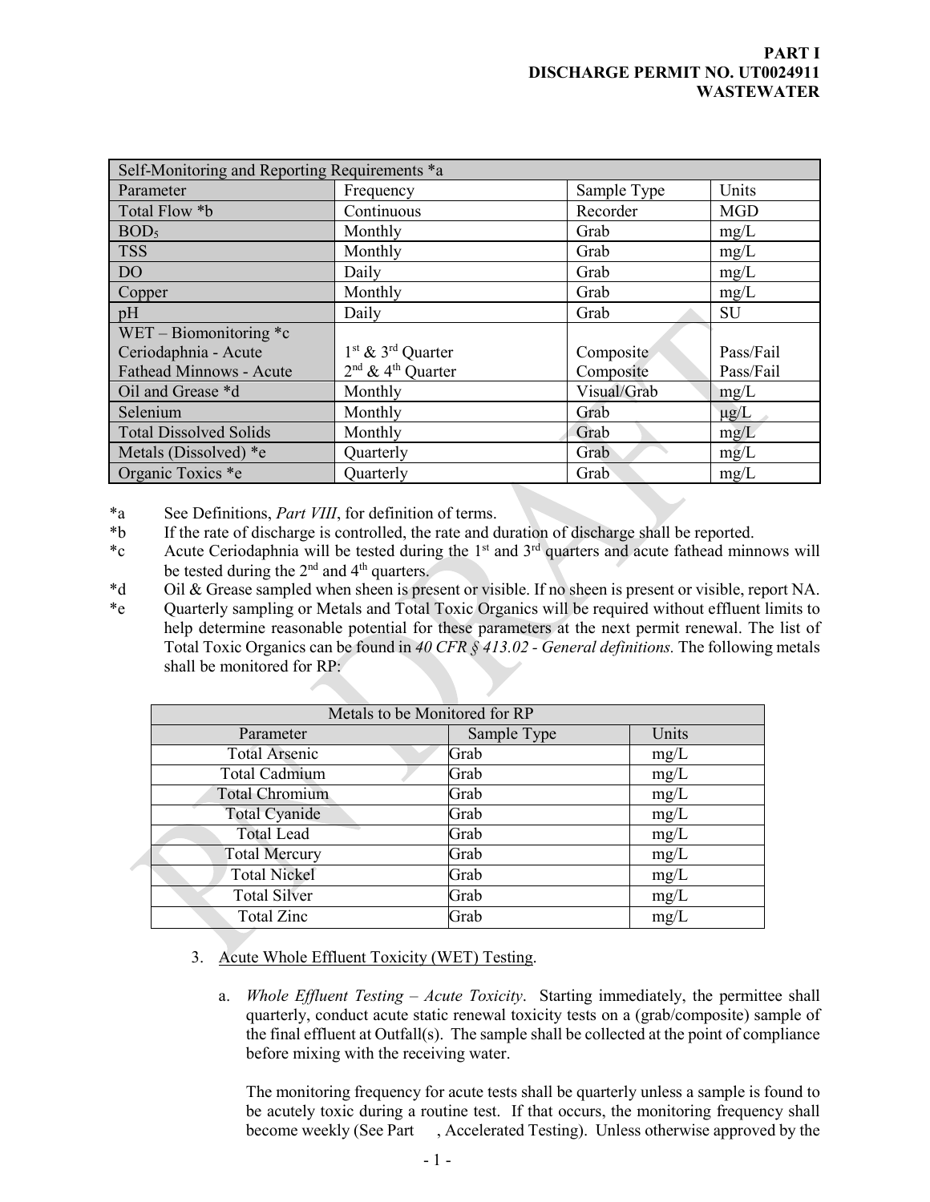| Self-Monitoring and Reporting Requirements *a | | | |
|---|---|---|---|
| Parameter | Frequency | Sample Type | Units |
| Total Flow *b | Continuous | Recorder | MGD |
| $BOD_5$ | Monthly | Grab | mg/L |
| TSS | Monthly | Grab | mg/L |
| DO | Daily | Grab | mg/L |
| Copper | Monthly | Grab | mg/L |
| pH | Daily | Grab | SU |
| WET – Biomonitoring *c<br>Ceriodaphnia - Acute<br>Fathead Minnows - Acute | <br>1st & 3rd Quarter<br>2nd & 4th Quarter | <br>Composite<br>Composite | <br>Pass/Fail<br>Pass/Fail |
| Oil and Grease *d | Monthly | Visual/Grab | mg/L |
| Selenium | Monthly | Grab | μg/L |
| Total Dissolved Solids | Monthly | Grab | mg/L |
| Metals (Dissolved) *e | Quarterly | Grab | mg/L |
| Organic Toxics *e | Quarterly | Grab | mg/L |

*a See Definitions, *Part VIII*, for definition of terms.

*b If the rate of discharge is controlled, the rate and duration of discharge shall be reported.

*c Acute Ceriodaphnia will be tested during the 1st and 3rd quarters and acute fathead minnows will be tested during the 2nd and 4th quarters.

*d Oil & Grease sampled when sheen is present or visible. If no sheen is present or visible, report NA.

*e Quarterly sampling or Metals and Total Toxic Organics will be required without effluent limits to help determine reasonable potential for these parameters at the next permit renewal. The list of Total Toxic Organics can be found in *40 CFR § 413.02 - General definitions.* The following metals shall be monitored for RP:

| Metals to be Monitored for RP | | |
|---|---|---|
| Parameter | Sample Type | Units |
| Total Arsenic | Grab | mg/L |
| Total Cadmium | Grab | mg/L |
| Total Chromium | Grab | mg/L |
| Total Cyanide | Grab | mg/L |
| Total Lead | Grab | mg/L |
| Total Mercury | Grab | mg/L |
| Total Nickel | Grab | mg/L |
| Total Silver | Grab | mg/L |
| Total Zinc | Grab | mg/L |

3. Acute Whole Effluent Toxicity (WET) Testing.

   a. *Whole Effluent Testing – Acute Toxicity*. Starting immediately, the permittee shall quarterly, conduct acute static renewal toxicity tests on a (grab/composite) sample of the final effluent at Outfall(s). The sample shall be collected at the point of compliance before mixing with the receiving water.

      The monitoring frequency for acute tests shall be quarterly unless a sample is found to be acutely toxic during a routine test. If that occurs, the monitoring frequency shall become weekly (See Part , Accelerated Testing). Unless otherwise approved by the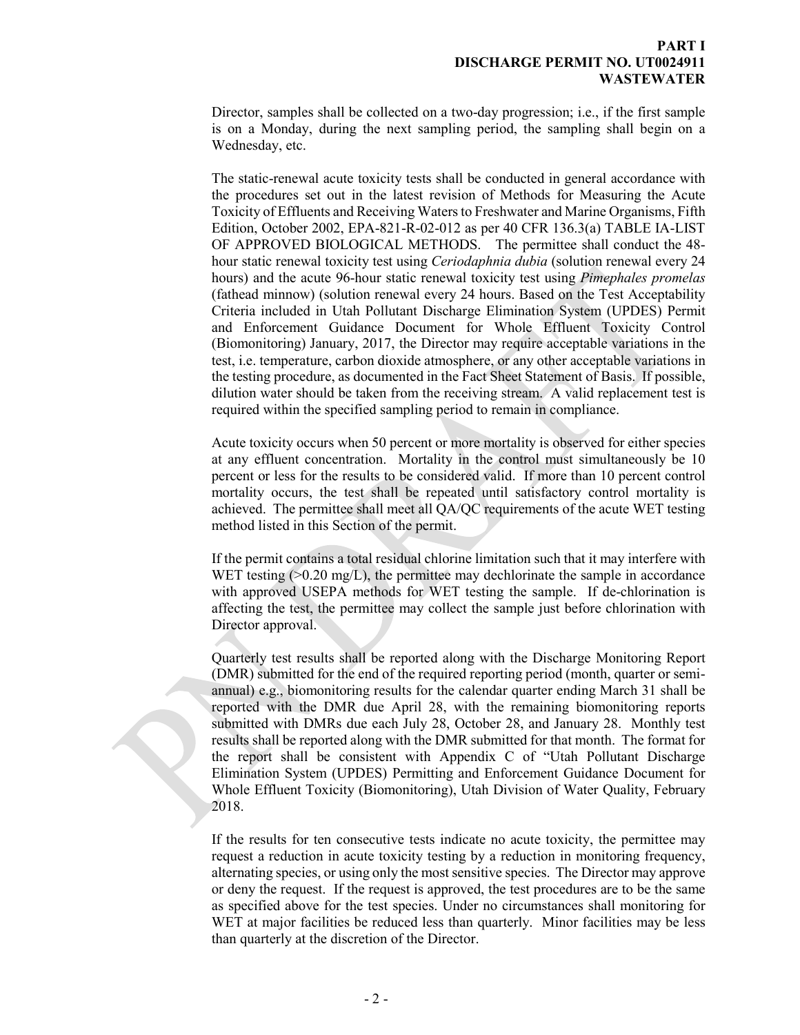Director, samples shall be collected on a two-day progression; i.e., if the first sample is on a Monday, during the next sampling period, the sampling shall begin on a Wednesday, etc.

The static-renewal acute toxicity tests shall be conducted in general accordance with the procedures set out in the latest revision of Methods for Measuring the Acute Toxicity of Effluents and Receiving Waters to Freshwater and Marine Organisms, Fifth Edition, October 2002, EPA-821-R-02-012 as per 40 CFR 136.3(a) TABLE IA-LIST OF APPROVED BIOLOGICAL METHODS. The permittee shall conduct the 48-hour static renewal toxicity test using *Ceriodaphnia dubia* (solution renewal every 24 hours) and the acute 96-hour static renewal toxicity test using *Pimephales promelas* (fathead minnow) (solution renewal every 24 hours. Based on the Test Acceptability Criteria included in Utah Pollutant Discharge Elimination System (UPDES) Permit and Enforcement Guidance Document for Whole Effluent Toxicity Control (Biomonitoring) January, 2017, the Director may require acceptable variations in the test, i.e. temperature, carbon dioxide atmosphere, or any other acceptable variations in the testing procedure, as documented in the Fact Sheet Statement of Basis. If possible, dilution water should be taken from the receiving stream. A valid replacement test is required within the specified sampling period to remain in compliance.

Acute toxicity occurs when 50 percent or more mortality is observed for either species at any effluent concentration. Mortality in the control must simultaneously be 10 percent or less for the results to be considered valid. If more than 10 percent control mortality occurs, the test shall be repeated until satisfactory control mortality is achieved. The permittee shall meet all QA/QC requirements of the acute WET testing method listed in this Section of the permit.

If the permit contains a total residual chlorine limitation such that it may interfere with WET testing (>0.20 mg/L), the permittee may dechlorinate the sample in accordance with approved USEPA methods for WET testing the sample. If de-chlorination is affecting the test, the permittee may collect the sample just before chlorination with Director approval.

Quarterly test results shall be reported along with the Discharge Monitoring Report (DMR) submitted for the end of the required reporting period (month, quarter or semi-annual) e.g., biomonitoring results for the calendar quarter ending March 31 shall be reported with the DMR due April 28, with the remaining biomonitoring reports submitted with DMRs due each July 28, October 28, and January 28. Monthly test results shall be reported along with the DMR submitted for that month. The format for the report shall be consistent with Appendix C of "Utah Pollutant Discharge Elimination System (UPDES) Permitting and Enforcement Guidance Document for Whole Effluent Toxicity (Biomonitoring), Utah Division of Water Quality, February 2018.

If the results for ten consecutive tests indicate no acute toxicity, the permittee may request a reduction in acute toxicity testing by a reduction in monitoring frequency, alternating species, or using only the most sensitive species. The Director may approve or deny the request. If the request is approved, the test procedures are to be the same as specified above for the test species. Under no circumstances shall monitoring for WET at major facilities be reduced less than quarterly. Minor facilities may be less than quarterly at the discretion of the Director.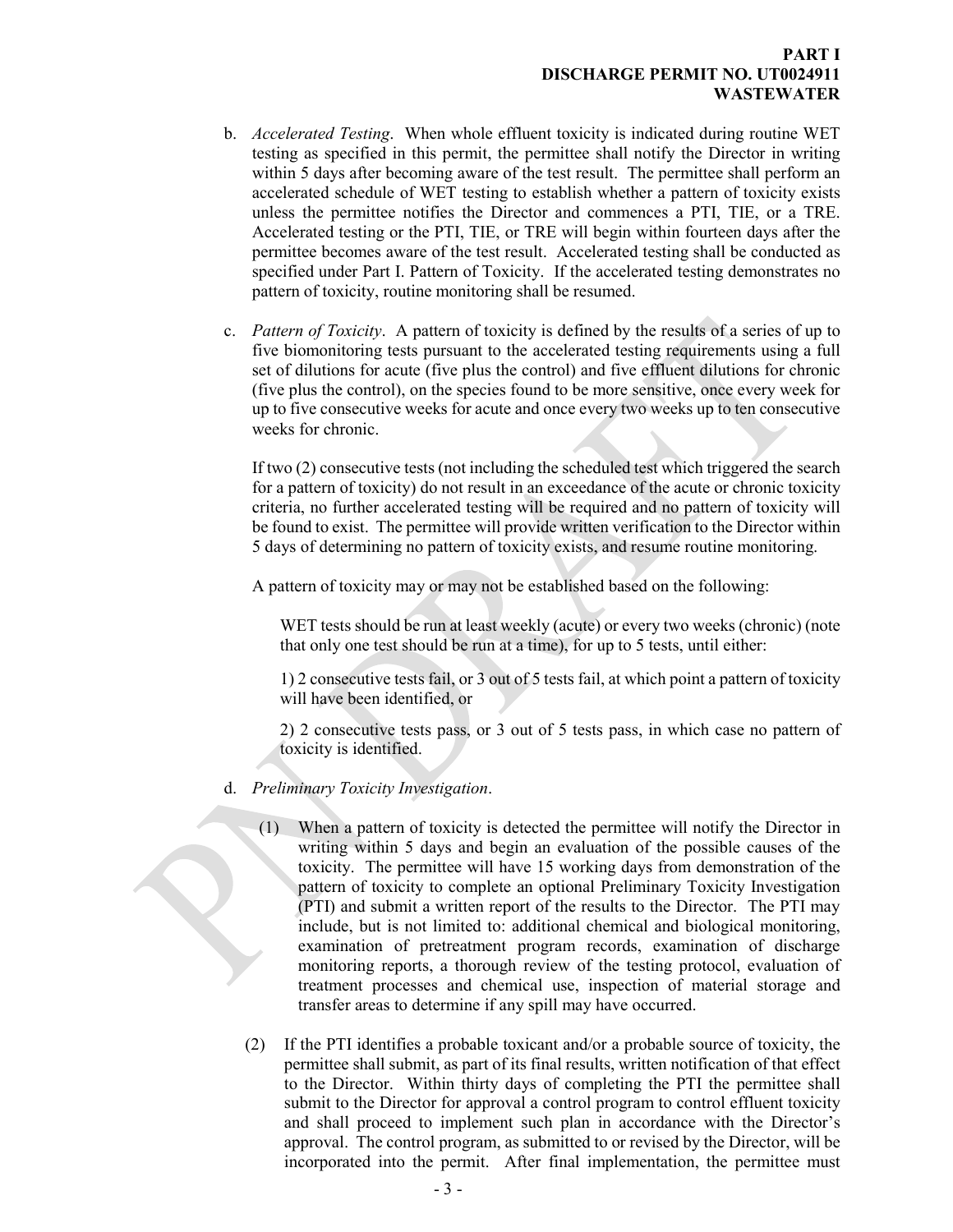b. *Accelerated Testing*. When whole effluent toxicity is indicated during routine WET testing as specified in this permit, the permittee shall notify the Director in writing within 5 days after becoming aware of the test result. The permittee shall perform an accelerated schedule of WET testing to establish whether a pattern of toxicity exists unless the permittee notifies the Director and commences a PTI, TIE, or a TRE. Accelerated testing or the PTI, TIE, or TRE will begin within fourteen days after the permittee becomes aware of the test result. Accelerated testing shall be conducted as specified under Part I. Pattern of Toxicity. If the accelerated testing demonstrates no pattern of toxicity, routine monitoring shall be resumed.

c. *Pattern of Toxicity*. A pattern of toxicity is defined by the results of a series of up to five biomonitoring tests pursuant to the accelerated testing requirements using a full set of dilutions for acute (five plus the control) and five effluent dilutions for chronic (five plus the control), on the species found to be more sensitive, once every week for up to five consecutive weeks for acute and once every two weeks up to ten consecutive weeks for chronic.

   If two (2) consecutive tests (not including the scheduled test which triggered the search for a pattern of toxicity) do not result in an exceedance of the acute or chronic toxicity criteria, no further accelerated testing will be required and no pattern of toxicity will be found to exist. The permittee will provide written verification to the Director within 5 days of determining no pattern of toxicity exists, and resume routine monitoring.

   A pattern of toxicity may or may not be established based on the following:

   WET tests should be run at least weekly (acute) or every two weeks (chronic) (note that only one test should be run at a time), for up to 5 tests, until either:

   1) 2 consecutive tests fail, or 3 out of 5 tests fail, at which point a pattern of toxicity will have been identified, or

   2) 2 consecutive tests pass, or 3 out of 5 tests pass, in which case no pattern of toxicity is identified.

d. *Preliminary Toxicity Investigation*.

   (1) When a pattern of toxicity is detected the permittee will notify the Director in writing within 5 days and begin an evaluation of the possible causes of the toxicity. The permittee will have 15 working days from demonstration of the pattern of toxicity to complete an optional Preliminary Toxicity Investigation (PTI) and submit a written report of the results to the Director. The PTI may include, but is not limited to: additional chemical and biological monitoring, examination of pretreatment program records, examination of discharge monitoring reports, a thorough review of the testing protocol, evaluation of treatment processes and chemical use, inspection of material storage and transfer areas to determine if any spill may have occurred.

   (2) If the PTI identifies a probable toxicant and/or a probable source of toxicity, the permittee shall submit, as part of its final results, written notification of that effect to the Director. Within thirty days of completing the PTI the permittee shall submit to the Director for approval a control program to control effluent toxicity and shall proceed to implement such plan in accordance with the Director's approval. The control program, as submitted to or revised by the Director, will be incorporated into the permit. After final implementation, the permittee must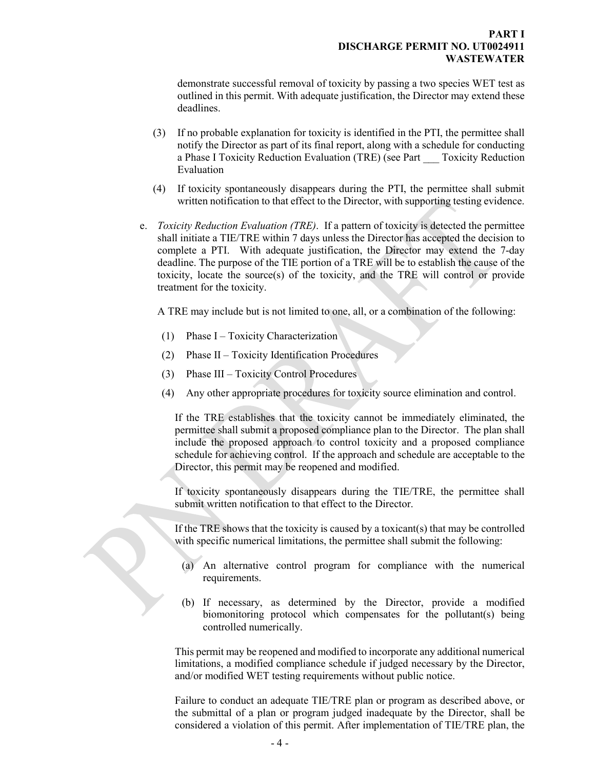demonstrate successful removal of toxicity by passing a two species WET test as outlined in this permit. With adequate justification, the Director may extend these deadlines.

(3) If no probable explanation for toxicity is identified in the PTI, the permittee shall notify the Director as part of its final report, along with a schedule for conducting a Phase I Toxicity Reduction Evaluation (TRE) (see Part ___ Toxicity Reduction Evaluation

(4) If toxicity spontaneously disappears during the PTI, the permittee shall submit written notification to that effect to the Director, with supporting testing evidence.

e. *Toxicity Reduction Evaluation (TRE)*. If a pattern of toxicity is detected the permittee shall initiate a TIE/TRE within 7 days unless the Director has accepted the decision to complete a PTI. With adequate justification, the Director may extend the 7-day deadline. The purpose of the TIE portion of a TRE will be to establish the cause of the toxicity, locate the source(s) of the toxicity, and the TRE will control or provide treatment for the toxicity.

A TRE may include but is not limited to one, all, or a combination of the following:

(1) Phase I – Toxicity Characterization

(2) Phase II – Toxicity Identification Procedures

(3) Phase III – Toxicity Control Procedures

(4) Any other appropriate procedures for toxicity source elimination and control.

If the TRE establishes that the toxicity cannot be immediately eliminated, the permittee shall submit a proposed compliance plan to the Director. The plan shall include the proposed approach to control toxicity and a proposed compliance schedule for achieving control. If the approach and schedule are acceptable to the Director, this permit may be reopened and modified.

If toxicity spontaneously disappears during the TIE/TRE, the permittee shall submit written notification to that effect to the Director.

If the TRE shows that the toxicity is caused by a toxicant(s) that may be controlled with specific numerical limitations, the permittee shall submit the following:

(a) An alternative control program for compliance with the numerical requirements.

(b) If necessary, as determined by the Director, provide a modified biomonitoring protocol which compensates for the pollutant(s) being controlled numerically.

This permit may be reopened and modified to incorporate any additional numerical limitations, a modified compliance schedule if judged necessary by the Director, and/or modified WET testing requirements without public notice.

Failure to conduct an adequate TIE/TRE plan or program as described above, or the submittal of a plan or program judged inadequate by the Director, shall be considered a violation of this permit. After implementation of TIE/TRE plan, the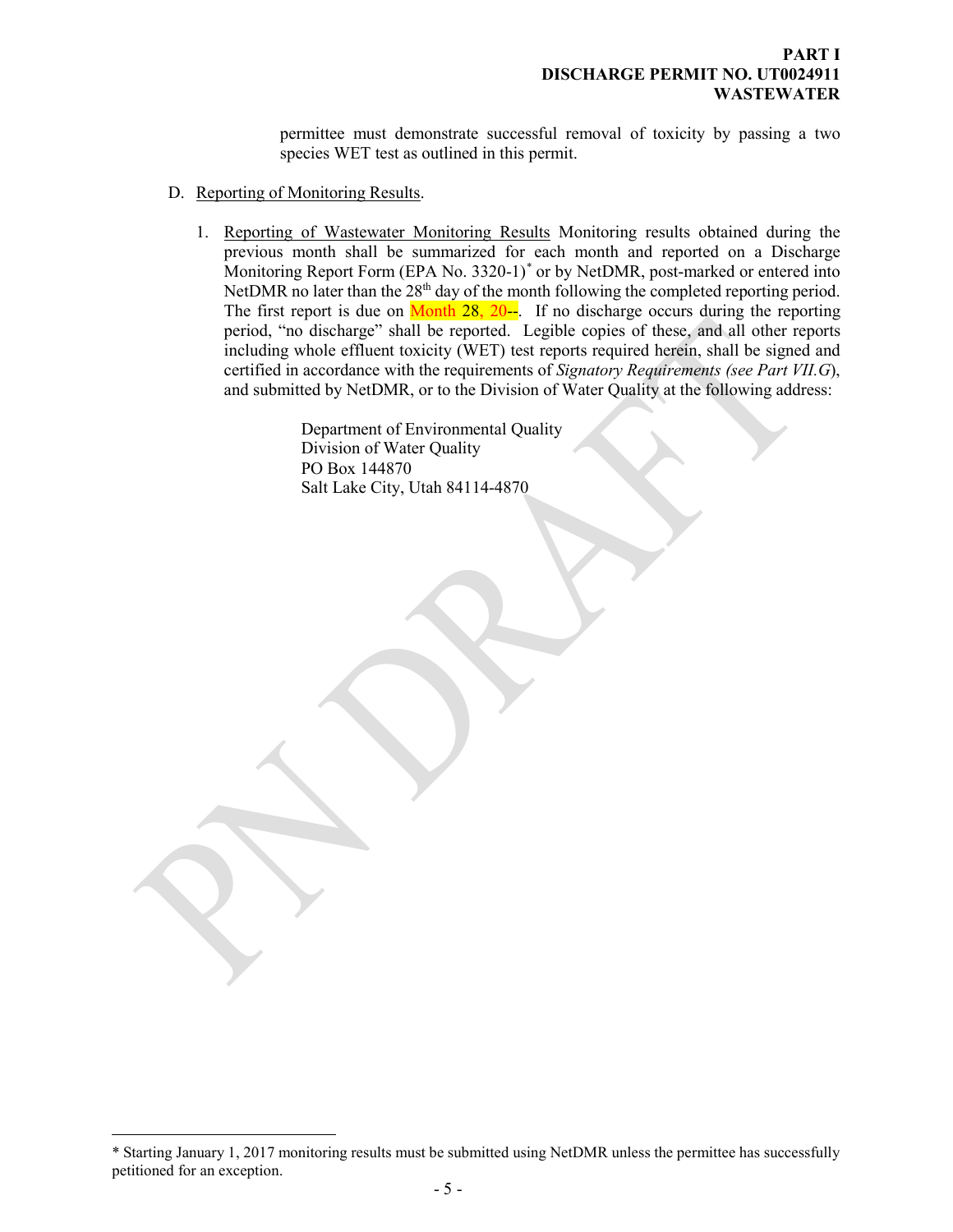permittee must demonstrate successful removal of toxicity by passing a two species WET test as outlined in this permit.

D. Reporting of Monitoring Results.

1. Reporting of Wastewater Monitoring Results Monitoring results obtained during the previous month shall be summarized for each month and reported on a Discharge Monitoring Report Form (EPA No. 3320-1)* or by NetDMR, post-marked or entered into NetDMR no later than the 28th day of the month following the completed reporting period. The first report is due on Month 28, 20--. If no discharge occurs during the reporting period, "no discharge" shall be reported. Legible copies of these, and all other reports including whole effluent toxicity (WET) test reports required herein, shall be signed and certified in accordance with the requirements of *Signatory Requirements (see Part VII.G)*, and submitted by NetDMR, or to the Division of Water Quality at the following address:

   Department of Environmental Quality
   Division of Water Quality
   PO Box 144870
   Salt Lake City, Utah 84114-4870

* Starting January 1, 2017 monitoring results must be submitted using NetDMR unless the permittee has successfully petitioned for an exception.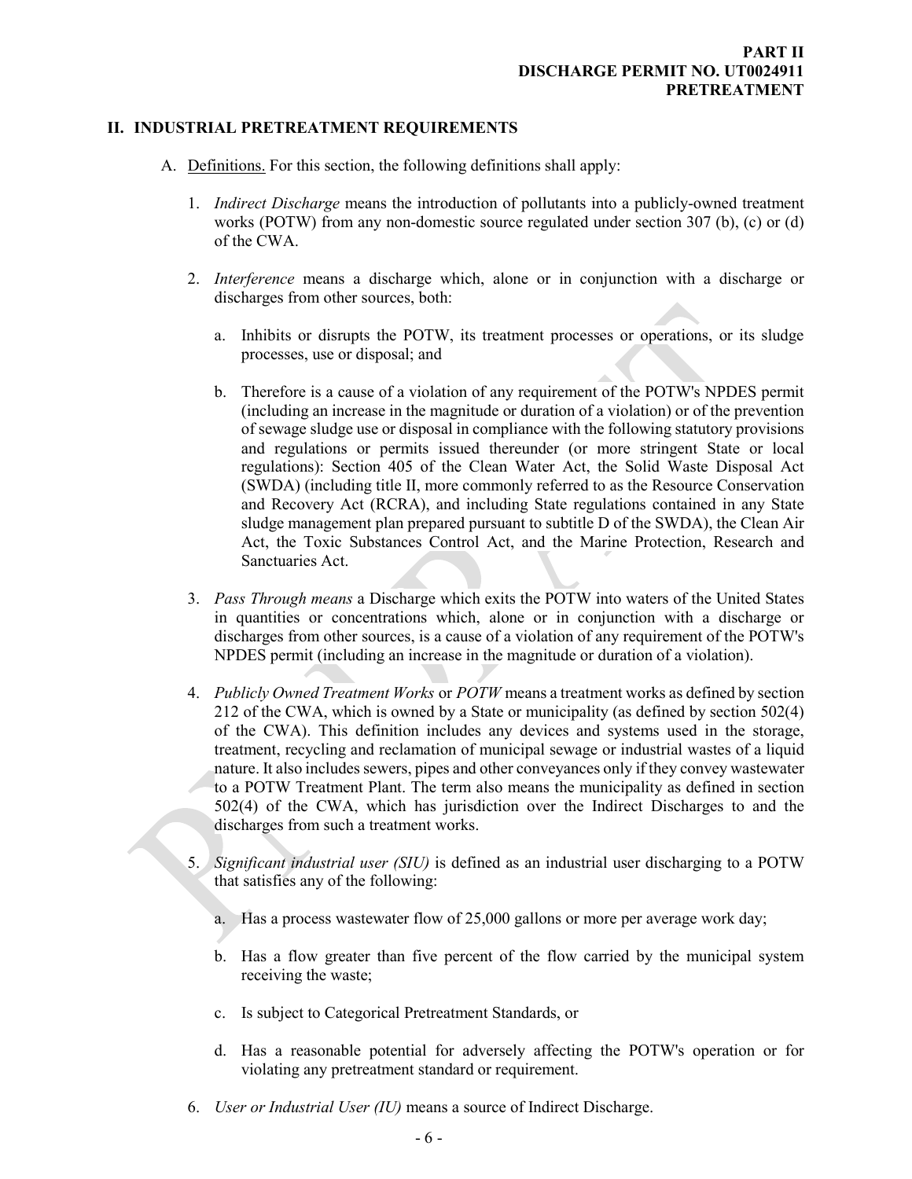## II. INDUSTRIAL PRETREATMENT REQUIREMENTS

A. Definitions. For this section, the following definitions shall apply:

1. *Indirect Discharge* means the introduction of pollutants into a publicly-owned treatment works (POTW) from any non-domestic source regulated under section 307 (b), (c) or (d) of the CWA.

2. *Interference* means a discharge which, alone or in conjunction with a discharge or discharges from other sources, both:

   a. Inhibits or disrupts the POTW, its treatment processes or operations, or its sludge processes, use or disposal; and

   b. Therefore is a cause of a violation of any requirement of the POTW's NPDES permit (including an increase in the magnitude or duration of a violation) or of the prevention of sewage sludge use or disposal in compliance with the following statutory provisions and regulations or permits issued thereunder (or more stringent State or local regulations): Section 405 of the Clean Water Act, the Solid Waste Disposal Act (SWDA) (including title II, more commonly referred to as the Resource Conservation and Recovery Act (RCRA), and including State regulations contained in any State sludge management plan prepared pursuant to subtitle D of the SWDA), the Clean Air Act, the Toxic Substances Control Act, and the Marine Protection, Research and Sanctuaries Act.

3. *Pass Through means* a Discharge which exits the POTW into waters of the United States in quantities or concentrations which, alone or in conjunction with a discharge or discharges from other sources, is a cause of a violation of any requirement of the POTW's NPDES permit (including an increase in the magnitude or duration of a violation).

4. *Publicly Owned Treatment Works* or *POTW* means a treatment works as defined by section 212 of the CWA, which is owned by a State or municipality (as defined by section 502(4) of the CWA). This definition includes any devices and systems used in the storage, treatment, recycling and reclamation of municipal sewage or industrial wastes of a liquid nature. It also includes sewers, pipes and other conveyances only if they convey wastewater to a POTW Treatment Plant. The term also means the municipality as defined in section 502(4) of the CWA, which has jurisdiction over the Indirect Discharges to and the discharges from such a treatment works.

5. *Significant industrial user (SIU)* is defined as an industrial user discharging to a POTW that satisfies any of the following:

   a. Has a process wastewater flow of 25,000 gallons or more per average work day;

   b. Has a flow greater than five percent of the flow carried by the municipal system receiving the waste;

   c. Is subject to Categorical Pretreatment Standards, or

   d. Has a reasonable potential for adversely affecting the POTW's operation or for violating any pretreatment standard or requirement.

6. *User or Industrial User (IU)* means a source of Indirect Discharge.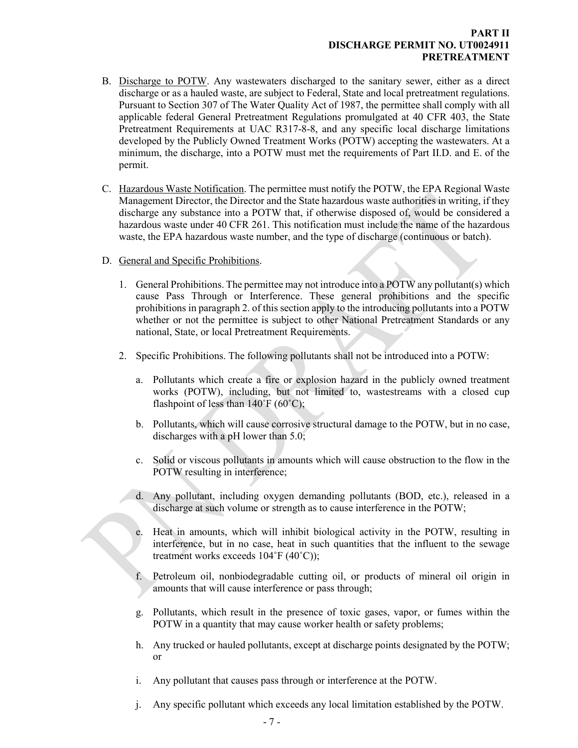B. Discharge to POTW. Any wastewaters discharged to the sanitary sewer, either as a direct discharge or as a hauled waste, are subject to Federal, State and local pretreatment regulations. Pursuant to Section 307 of The Water Quality Act of 1987, the permittee shall comply with all applicable federal General Pretreatment Regulations promulgated at 40 CFR 403, the State Pretreatment Requirements at UAC R317-8-8, and any specific local discharge limitations developed by the Publicly Owned Treatment Works (POTW) accepting the wastewaters. At a minimum, the discharge, into a POTW must met the requirements of Part II.D. and E. of the permit.

C. Hazardous Waste Notification. The permittee must notify the POTW, the EPA Regional Waste Management Director, the Director and the State hazardous waste authorities in writing, if they discharge any substance into a POTW that, if otherwise disposed of, would be considered a hazardous waste under 40 CFR 261. This notification must include the name of the hazardous waste, the EPA hazardous waste number, and the type of discharge (continuous or batch).

D. General and Specific Prohibitions.

1. General Prohibitions. The permittee may not introduce into a POTW any pollutant(s) which cause Pass Through or Interference. These general prohibitions and the specific prohibitions in paragraph 2. of this section apply to the introducing pollutants into a POTW whether or not the permittee is subject to other National Pretreatment Standards or any national, State, or local Pretreatment Requirements.

2. Specific Prohibitions. The following pollutants shall not be introduced into a POTW:

   a. Pollutants which create a fire or explosion hazard in the publicly owned treatment works (POTW), including, but not limited to, wastestreams with a closed cup flashpoint of less than 140˚F (60˚C);

   b. Pollutants, which will cause corrosive structural damage to the POTW, but in no case, discharges with a pH lower than 5.0;

   c. Solid or viscous pollutants in amounts which will cause obstruction to the flow in the POTW resulting in interference;

   d. Any pollutant, including oxygen demanding pollutants (BOD, etc.), released in a discharge at such volume or strength as to cause interference in the POTW;

   e. Heat in amounts, which will inhibit biological activity in the POTW, resulting in interference, but in no case, heat in such quantities that the influent to the sewage treatment works exceeds 104˚F (40˚C));

   f. Petroleum oil, nonbiodegradable cutting oil, or products of mineral oil origin in amounts that will cause interference or pass through;

   g. Pollutants, which result in the presence of toxic gases, vapor, or fumes within the POTW in a quantity that may cause worker health or safety problems;

   h. Any trucked or hauled pollutants, except at discharge points designated by the POTW; or

   i. Any pollutant that causes pass through or interference at the POTW.

   j. Any specific pollutant which exceeds any local limitation established by the POTW.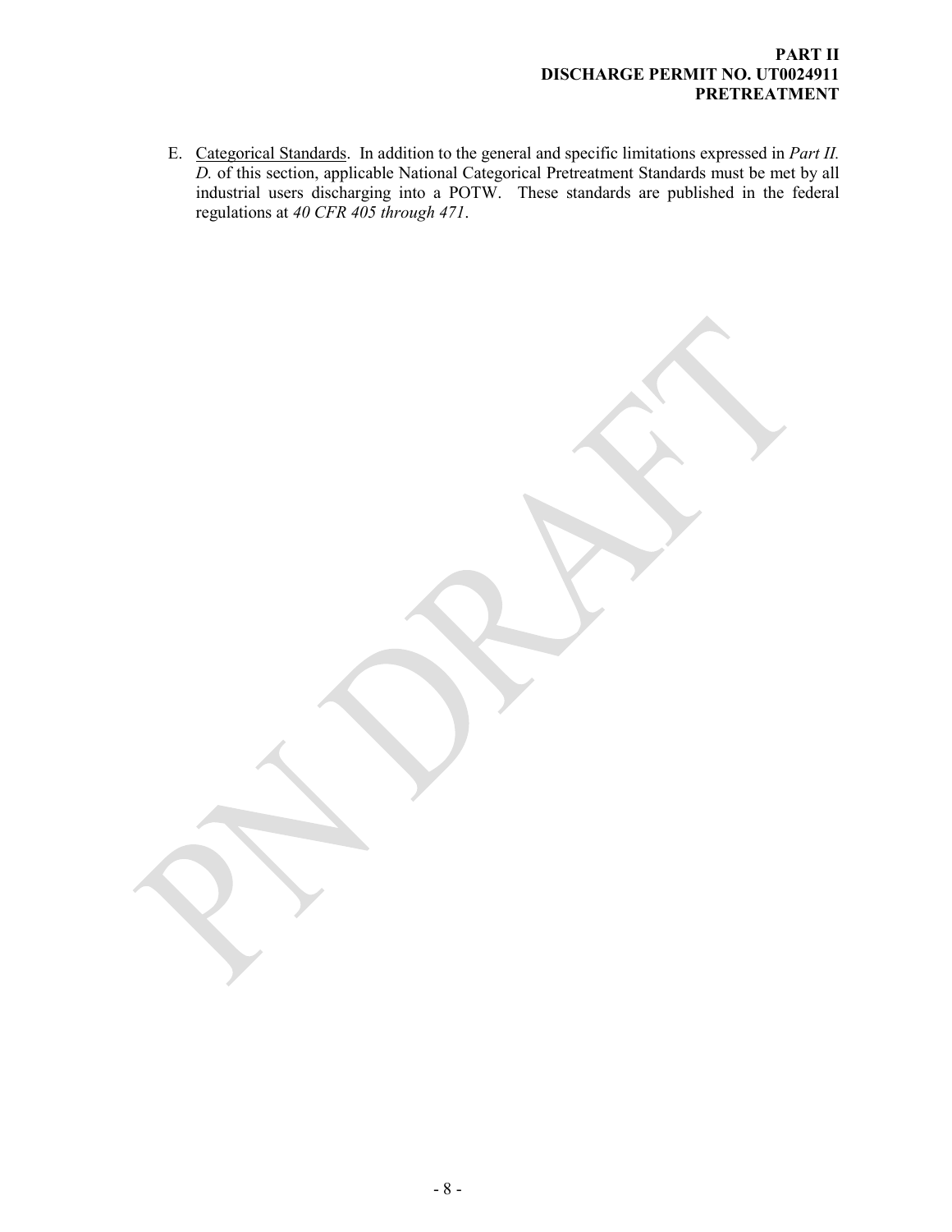E. Categorical Standards. In addition to the general and specific limitations expressed in *Part II. D.* of this section, applicable National Categorical Pretreatment Standards must be met by all industrial users discharging into a POTW. These standards are published in the federal regulations at *40 CFR 405 through 471*.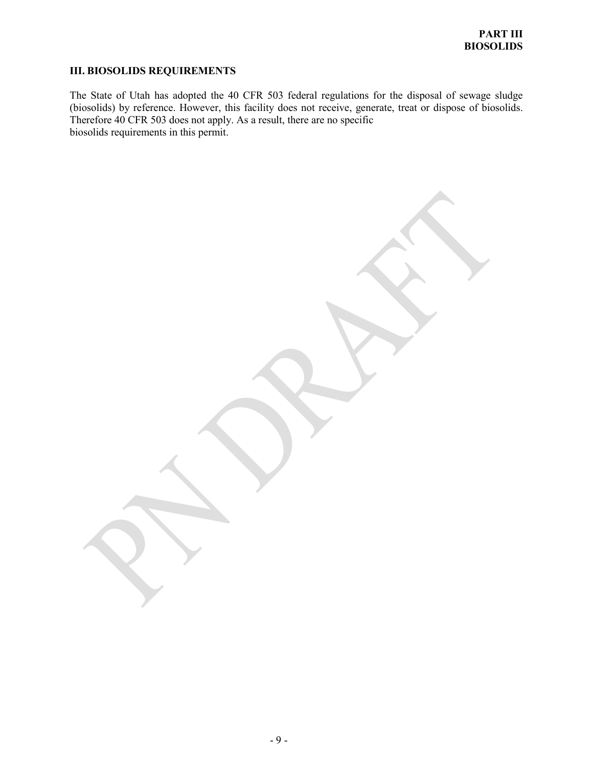**PART III**
**BIOSOLIDS**

### III. BIOSOLIDS REQUIREMENTS

The State of Utah has adopted the 40 CFR 503 federal regulations for the disposal of sewage sludge (biosolids) by reference. However, this facility does not receive, generate, treat or dispose of biosolids. Therefore 40 CFR 503 does not apply. As a result, there are no specific biosolids requirements in this permit.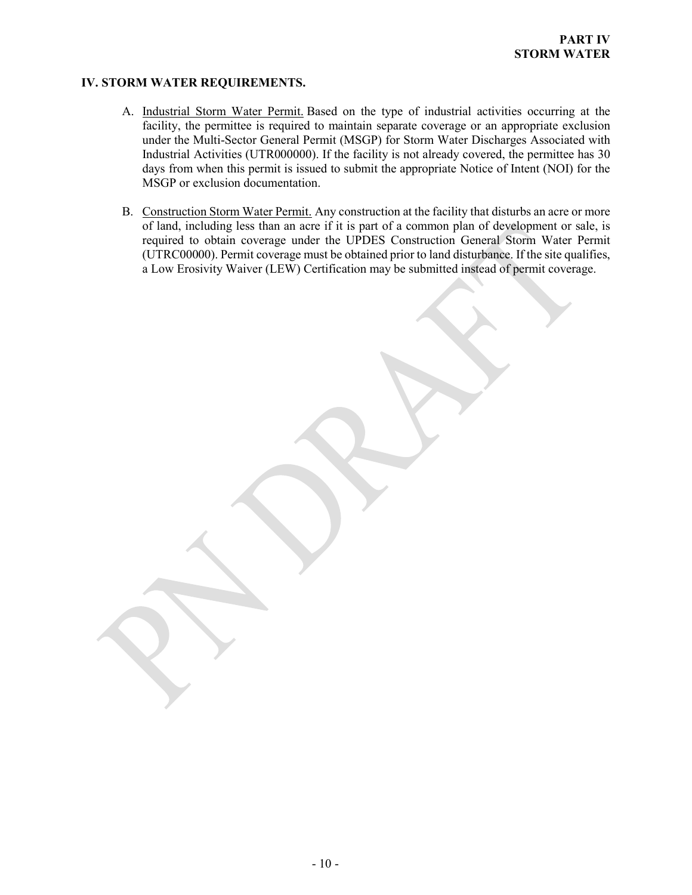# IV. STORM WATER REQUIREMENTS.

A. Industrial Storm Water Permit. Based on the type of industrial activities occurring at the facility, the permittee is required to maintain separate coverage or an appropriate exclusion under the Multi-Sector General Permit (MSGP) for Storm Water Discharges Associated with Industrial Activities (UTR000000). If the facility is not already covered, the permittee has 30 days from when this permit is issued to submit the appropriate Notice of Intent (NOI) for the MSGP or exclusion documentation.

B. Construction Storm Water Permit. Any construction at the facility that disturbs an acre or more of land, including less than an acre if it is part of a common plan of development or sale, is required to obtain coverage under the UPDES Construction General Storm Water Permit (UTRC00000). Permit coverage must be obtained prior to land disturbance. If the site qualifies, a Low Erosivity Waiver (LEW) Certification may be submitted instead of permit coverage.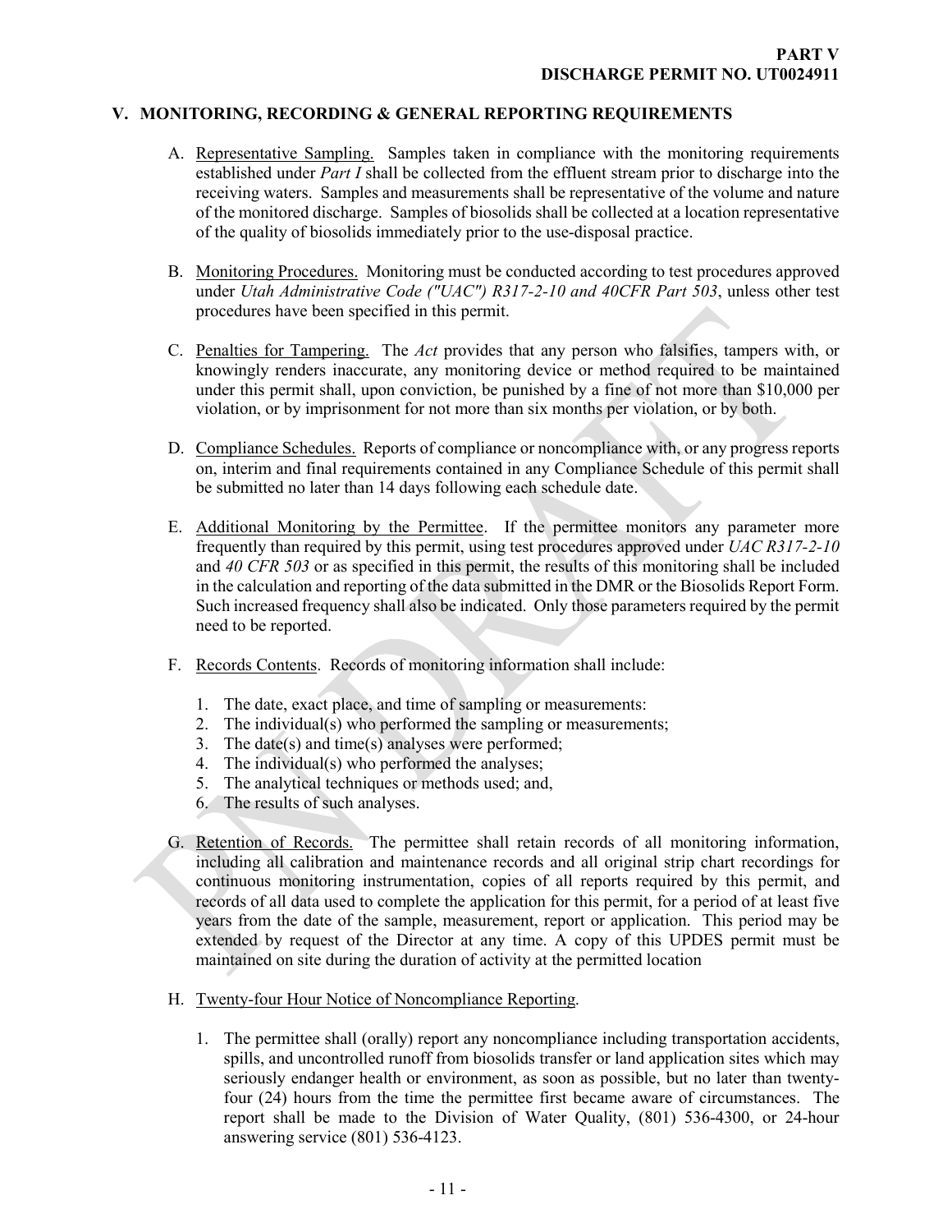## V. MONITORING, RECORDING & GENERAL REPORTING REQUIREMENTS

A. Representative Sampling. Samples taken in compliance with the monitoring requirements established under *Part I* shall be collected from the effluent stream prior to discharge into the receiving waters. Samples and measurements shall be representative of the volume and nature of the monitored discharge. Samples of biosolids shall be collected at a location representative of the quality of biosolids immediately prior to the use-disposal practice.

B. Monitoring Procedures. Monitoring must be conducted according to test procedures approved under *Utah Administrative Code ("UAC") R317-2-10 and 40CFR Part 503*, unless other test procedures have been specified in this permit.

C. Penalties for Tampering. The *Act* provides that any person who falsifies, tampers with, or knowingly renders inaccurate, any monitoring device or method required to be maintained under this permit shall, upon conviction, be punished by a fine of not more than $10,000 per violation, or by imprisonment for not more than six months per violation, or by both.

D. Compliance Schedules. Reports of compliance or noncompliance with, or any progress reports on, interim and final requirements contained in any Compliance Schedule of this permit shall be submitted no later than 14 days following each schedule date.

E. Additional Monitoring by the Permittee. If the permittee monitors any parameter more frequently than required by this permit, using test procedures approved under *UAC R317-2-10* and *40 CFR 503* or as specified in this permit, the results of this monitoring shall be included in the calculation and reporting of the data submitted in the DMR or the Biosolids Report Form. Such increased frequency shall also be indicated. Only those parameters required by the permit need to be reported.

F. Records Contents. Records of monitoring information shall include:

1. The date, exact place, and time of sampling or measurements:
2. The individual(s) who performed the sampling or measurements;
3. The date(s) and time(s) analyses were performed;
4. The individual(s) who performed the analyses;
5. The analytical techniques or methods used; and,
6. The results of such analyses.

G. Retention of Records. The permittee shall retain records of all monitoring information, including all calibration and maintenance records and all original strip chart recordings for continuous monitoring instrumentation, copies of all reports required by this permit, and records of all data used to complete the application for this permit, for a period of at least five years from the date of the sample, measurement, report or application. This period may be extended by request of the Director at any time. A copy of this UPDES permit must be maintained on site during the duration of activity at the permitted location

H. Twenty-four Hour Notice of Noncompliance Reporting.

1. The permittee shall (orally) report any noncompliance including transportation accidents, spills, and uncontrolled runoff from biosolids transfer or land application sites which may seriously endanger health or environment, as soon as possible, but no later than twenty-four (24) hours from the time the permittee first became aware of circumstances. The report shall be made to the Division of Water Quality, (801) 536-4300, or 24-hour answering service (801) 536-4123.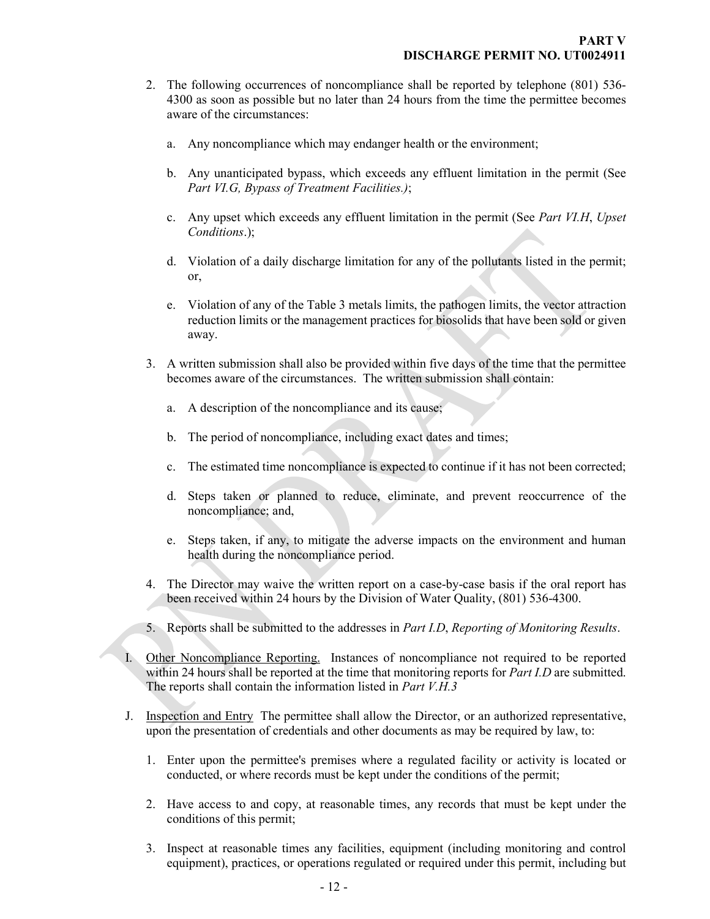2. The following occurrences of noncompliance shall be reported by telephone (801) 536-4300 as soon as possible but no later than 24 hours from the time the permittee becomes aware of the circumstances:

   a. Any noncompliance which may endanger health or the environment;

   b. Any unanticipated bypass, which exceeds any effluent limitation in the permit (See *Part VI.G, Bypass of Treatment Facilities.)*;

   c. Any upset which exceeds any effluent limitation in the permit (See *Part VI.H*, *Upset Conditions*.);

   d. Violation of a daily discharge limitation for any of the pollutants listed in the permit; or,

   e. Violation of any of the Table 3 metals limits, the pathogen limits, the vector attraction reduction limits or the management practices for biosolids that have been sold or given away.

3. A written submission shall also be provided within five days of the time that the permittee becomes aware of the circumstances. The written submission shall contain:

   a. A description of the noncompliance and its cause;

   b. The period of noncompliance, including exact dates and times;

   c. The estimated time noncompliance is expected to continue if it has not been corrected;

   d. Steps taken or planned to reduce, eliminate, and prevent reoccurrence of the noncompliance; and,

   e. Steps taken, if any, to mitigate the adverse impacts on the environment and human health during the noncompliance period.

4. The Director may waive the written report on a case-by-case basis if the oral report has been received within 24 hours by the Division of Water Quality, (801) 536-4300.

5. Reports shall be submitted to the addresses in *Part I.D*, *Reporting of Monitoring Results*.

I. Other Noncompliance Reporting. Instances of noncompliance not required to be reported within 24 hours shall be reported at the time that monitoring reports for *Part I.D* are submitted. The reports shall contain the information listed in *Part V.H.3*

J. Inspection and Entry The permittee shall allow the Director, or an authorized representative, upon the presentation of credentials and other documents as may be required by law, to:

   1. Enter upon the permittee's premises where a regulated facility or activity is located or conducted, or where records must be kept under the conditions of the permit;

   2. Have access to and copy, at reasonable times, any records that must be kept under the conditions of this permit;

   3. Inspect at reasonable times any facilities, equipment (including monitoring and control equipment), practices, or operations regulated or required under this permit, including but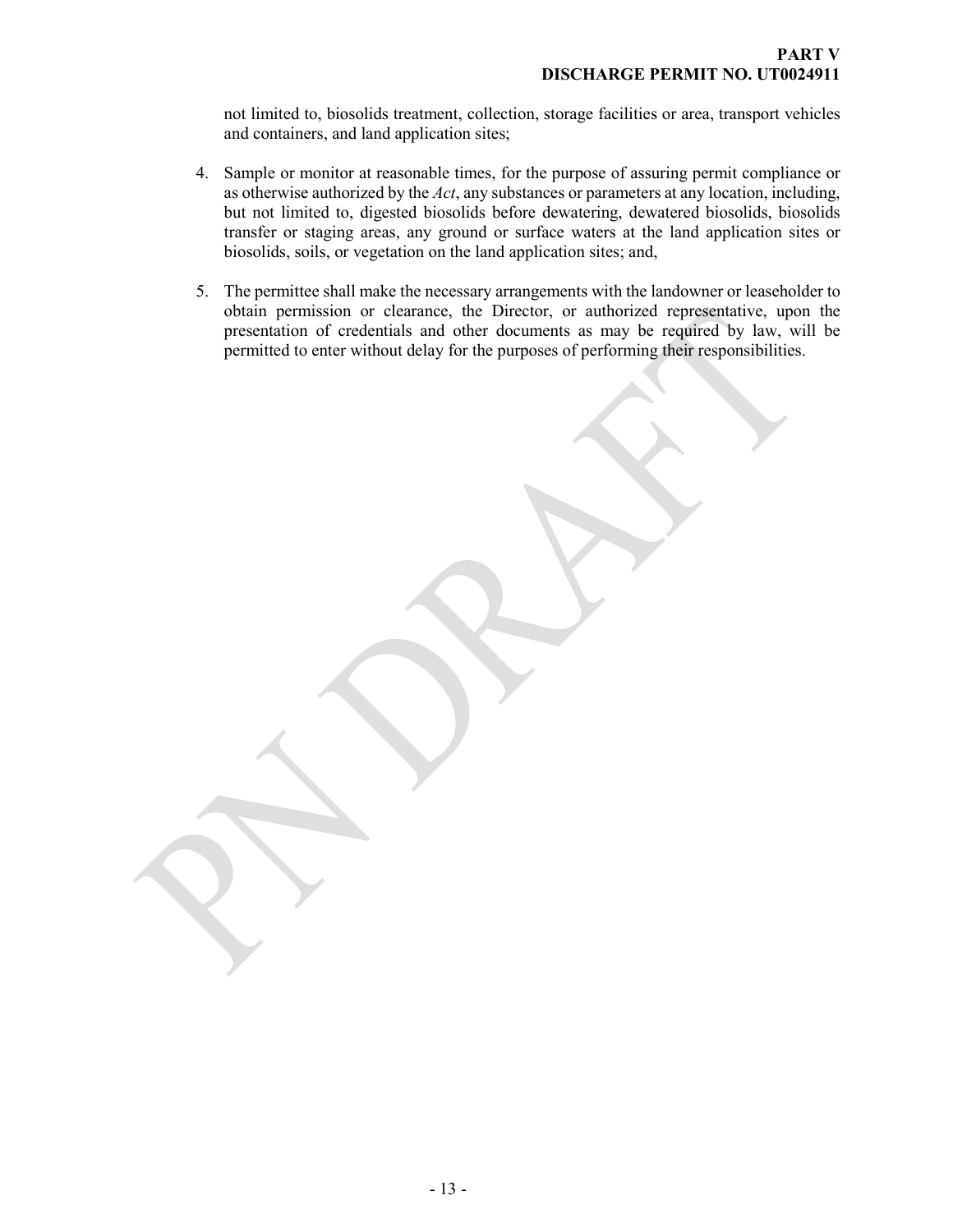not limited to, biosolids treatment, collection, storage facilities or area, transport vehicles and containers, and land application sites;

4. Sample or monitor at reasonable times, for the purpose of assuring permit compliance or as otherwise authorized by the *Act*, any substances or parameters at any location, including, but not limited to, digested biosolids before dewatering, dewatered biosolids, biosolids transfer or staging areas, any ground or surface waters at the land application sites or biosolids, soils, or vegetation on the land application sites; and,

5. The permittee shall make the necessary arrangements with the landowner or leaseholder to obtain permission or clearance, the Director, or authorized representative, upon the presentation of credentials and other documents as may be required by law, will be permitted to enter without delay for the purposes of performing their responsibilities.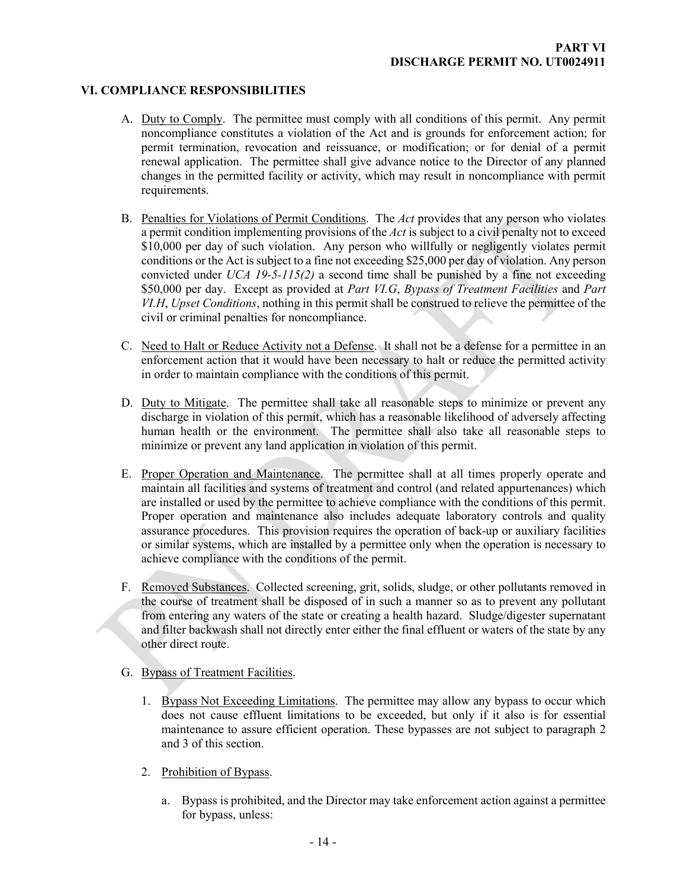## VI. COMPLIANCE RESPONSIBILITIES

A. Duty to Comply. The permittee must comply with all conditions of this permit. Any permit noncompliance constitutes a violation of the Act and is grounds for enforcement action; for permit termination, revocation and reissuance, or modification; or for denial of a permit renewal application. The permittee shall give advance notice to the Director of any planned changes in the permitted facility or activity, which may result in noncompliance with permit requirements.

B. Penalties for Violations of Permit Conditions. The *Act* provides that any person who violates a permit condition implementing provisions of the *Act* is subject to a civil penalty not to exceed $10,000 per day of such violation. Any person who willfully or negligently violates permit conditions or the Act is subject to a fine not exceeding $25,000 per day of violation. Any person convicted under *UCA 19-5-115(2)* a second time shall be punished by a fine not exceeding $50,000 per day. Except as provided at *Part VI.G*, *Bypass of Treatment Facilities* and *Part VI.H*, *Upset Conditions*, nothing in this permit shall be construed to relieve the permittee of the civil or criminal penalties for noncompliance.

C. Need to Halt or Reduce Activity not a Defense. It shall not be a defense for a permittee in an enforcement action that it would have been necessary to halt or reduce the permitted activity in order to maintain compliance with the conditions of this permit.

D. Duty to Mitigate. The permittee shall take all reasonable steps to minimize or prevent any discharge in violation of this permit, which has a reasonable likelihood of adversely affecting human health or the environment. The permittee shall also take all reasonable steps to minimize or prevent any land application in violation of this permit.

E. Proper Operation and Maintenance. The permittee shall at all times properly operate and maintain all facilities and systems of treatment and control (and related appurtenances) which are installed or used by the permittee to achieve compliance with the conditions of this permit. Proper operation and maintenance also includes adequate laboratory controls and quality assurance procedures. This provision requires the operation of back-up or auxiliary facilities or similar systems, which are installed by a permittee only when the operation is necessary to achieve compliance with the conditions of the permit.

F. Removed Substances. Collected screening, grit, solids, sludge, or other pollutants removed in the course of treatment shall be disposed of in such a manner so as to prevent any pollutant from entering any waters of the state or creating a health hazard. Sludge/digester supernatant and filter backwash shall not directly enter either the final effluent or waters of the state by any other direct route.

G. Bypass of Treatment Facilities.

1. Bypass Not Exceeding Limitations. The permittee may allow any bypass to occur which does not cause effluent limitations to be exceeded, but only if it also is for essential maintenance to assure efficient operation. These bypasses are not subject to paragraph 2 and 3 of this section.

2. Prohibition of Bypass.

   a. Bypass is prohibited, and the Director may take enforcement action against a permittee for bypass, unless: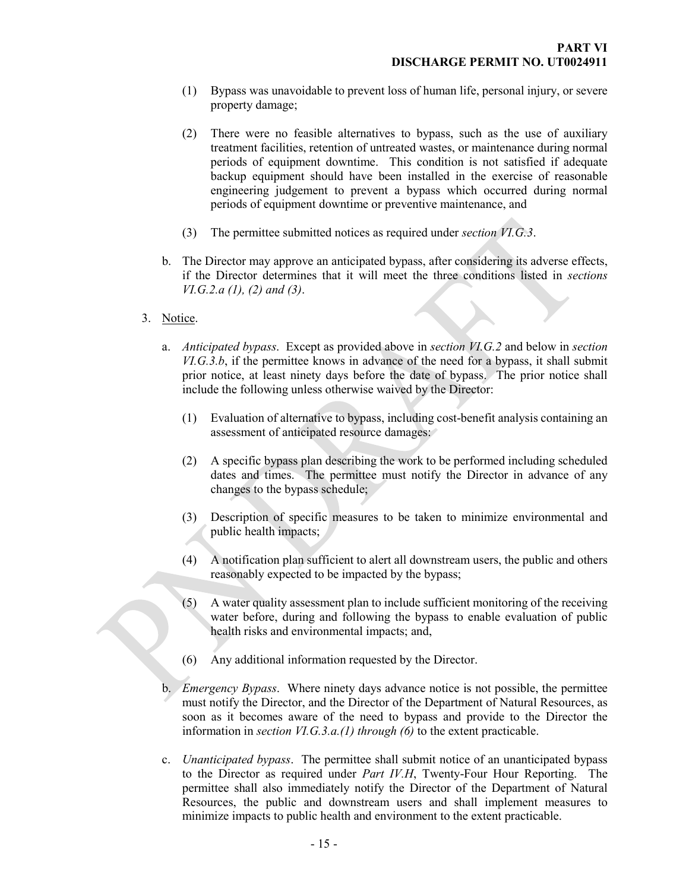(1) Bypass was unavoidable to prevent loss of human life, personal injury, or severe property damage;

(2) There were no feasible alternatives to bypass, such as the use of auxiliary treatment facilities, retention of untreated wastes, or maintenance during normal periods of equipment downtime. This condition is not satisfied if adequate backup equipment should have been installed in the exercise of reasonable engineering judgement to prevent a bypass which occurred during normal periods of equipment downtime or preventive maintenance, and

(3) The permittee submitted notices as required under *section VI.G.3*.

b. The Director may approve an anticipated bypass, after considering its adverse effects, if the Director determines that it will meet the three conditions listed in *sections VI.G.2.a (1), (2) and (3)*.

3. Notice.

a. *Anticipated bypass*. Except as provided above in *section VI.G.2* and below in *section VI.G.3.b*, if the permittee knows in advance of the need for a bypass, it shall submit prior notice, at least ninety days before the date of bypass. The prior notice shall include the following unless otherwise waived by the Director:

(1) Evaluation of alternative to bypass, including cost-benefit analysis containing an assessment of anticipated resource damages:

(2) A specific bypass plan describing the work to be performed including scheduled dates and times. The permittee must notify the Director in advance of any changes to the bypass schedule;

(3) Description of specific measures to be taken to minimize environmental and public health impacts;

(4) A notification plan sufficient to alert all downstream users, the public and others reasonably expected to be impacted by the bypass;

(5) A water quality assessment plan to include sufficient monitoring of the receiving water before, during and following the bypass to enable evaluation of public health risks and environmental impacts; and,

(6) Any additional information requested by the Director.

b. *Emergency Bypass*. Where ninety days advance notice is not possible, the permittee must notify the Director, and the Director of the Department of Natural Resources, as soon as it becomes aware of the need to bypass and provide to the Director the information in *section VI.G.3.a.(1) through (6)* to the extent practicable.

c. *Unanticipated bypass*. The permittee shall submit notice of an unanticipated bypass to the Director as required under *Part IV.H*, Twenty-Four Hour Reporting. The permittee shall also immediately notify the Director of the Department of Natural Resources, the public and downstream users and shall implement measures to minimize impacts to public health and environment to the extent practicable.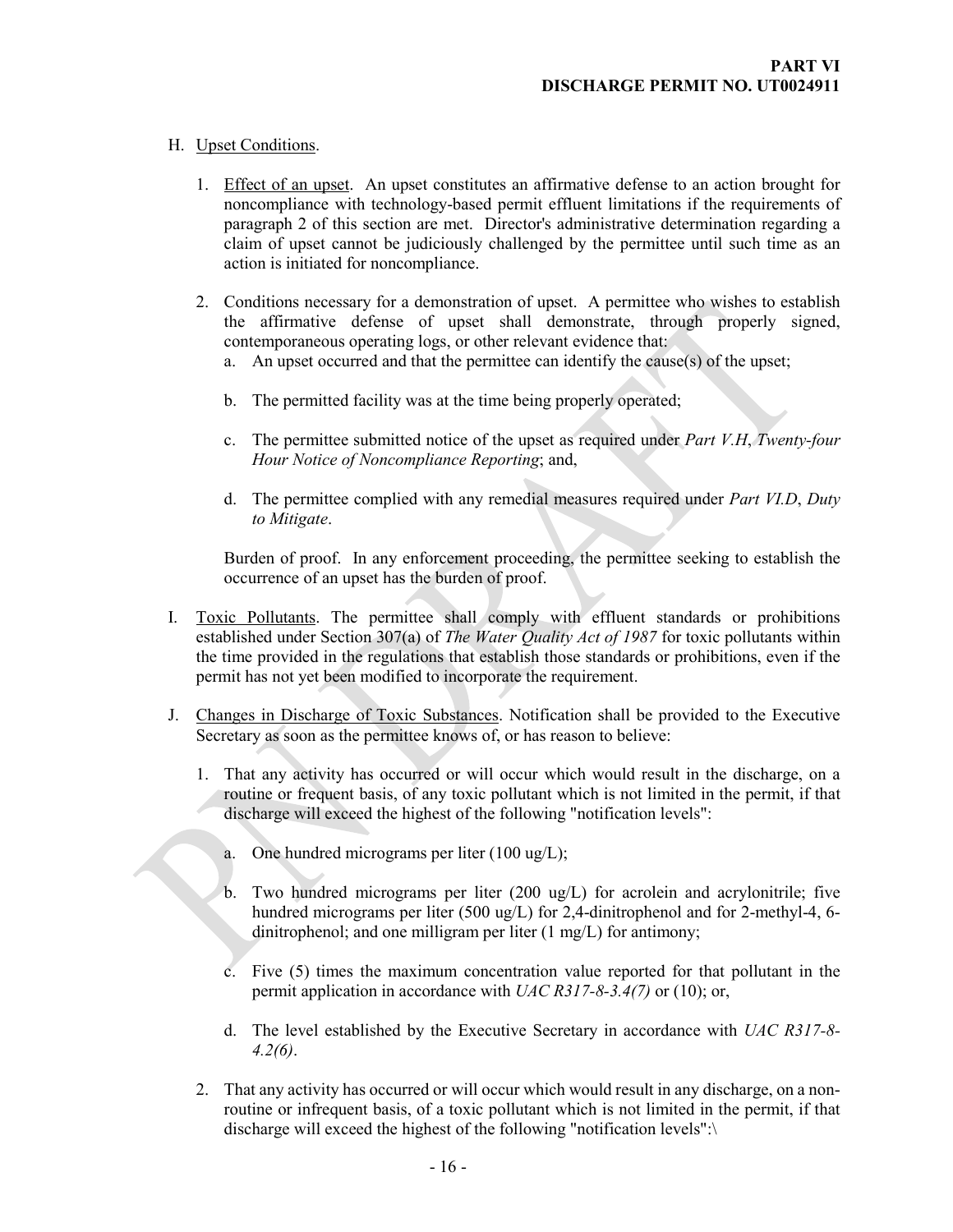H. Upset Conditions.

1. Effect of an upset. An upset constitutes an affirmative defense to an action brought for noncompliance with technology-based permit effluent limitations if the requirements of paragraph 2 of this section are met. Director's administrative determination regarding a claim of upset cannot be judiciously challenged by the permittee until such time as an action is initiated for noncompliance.

2. Conditions necessary for a demonstration of upset. A permittee who wishes to establish the affirmative defense of upset shall demonstrate, through properly signed, contemporaneous operating logs, or other relevant evidence that:

   a. An upset occurred and that the permittee can identify the cause(s) of the upset;

   b. The permitted facility was at the time being properly operated;

   c. The permittee submitted notice of the upset as required under *Part V.H*, *Twenty-four Hour Notice of Noncompliance Reporting*; and,

   d. The permittee complied with any remedial measures required under *Part VI.D*, *Duty to Mitigate*.

   Burden of proof. In any enforcement proceeding, the permittee seeking to establish the occurrence of an upset has the burden of proof.

I. Toxic Pollutants. The permittee shall comply with effluent standards or prohibitions established under Section 307(a) of *The Water Quality Act of 1987* for toxic pollutants within the time provided in the regulations that establish those standards or prohibitions, even if the permit has not yet been modified to incorporate the requirement.

J. Changes in Discharge of Toxic Substances. Notification shall be provided to the Executive Secretary as soon as the permittee knows of, or has reason to believe:

1. That any activity has occurred or will occur which would result in the discharge, on a routine or frequent basis, of any toxic pollutant which is not limited in the permit, if that discharge will exceed the highest of the following "notification levels":

   a. One hundred micrograms per liter (100 ug/L);

   b. Two hundred micrograms per liter (200 ug/L) for acrolein and acrylonitrile; five hundred micrograms per liter (500 ug/L) for 2,4-dinitrophenol and for 2-methyl-4, 6-dinitrophenol; and one milligram per liter (1 mg/L) for antimony;

   c. Five (5) times the maximum concentration value reported for that pollutant in the permit application in accordance with *UAC R317-8-3.4(7)* or (10); or,

   d. The level established by the Executive Secretary in accordance with *UAC R317-8-4.2(6)*.

2. That any activity has occurred or will occur which would result in any discharge, on a non-routine or infrequent basis, of a toxic pollutant which is not limited in the permit, if that discharge will exceed the highest of the following "notification levels":\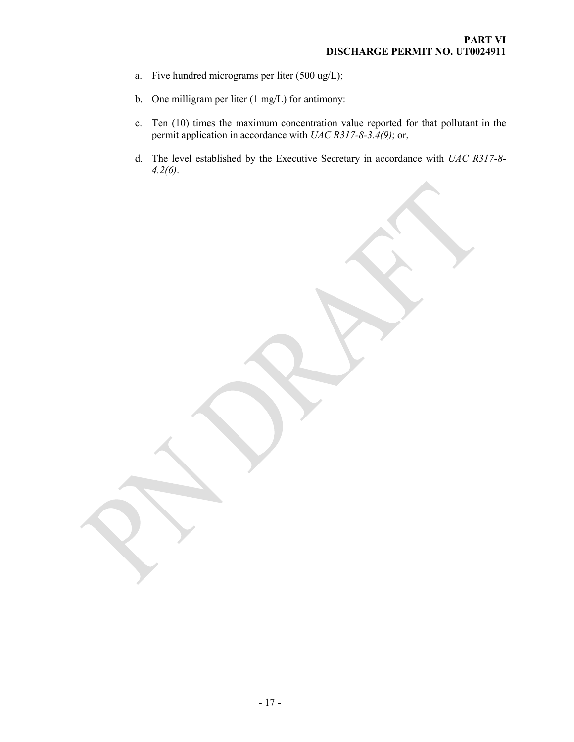a. Five hundred micrograms per liter (500 ug/L);

b. One milligram per liter (1 mg/L) for antimony:

c. Ten (10) times the maximum concentration value reported for that pollutant in the permit application in accordance with *UAC R317-8-3.4(9)*; or,

d. The level established by the Executive Secretary in accordance with *UAC R317-8-4.2(6)*.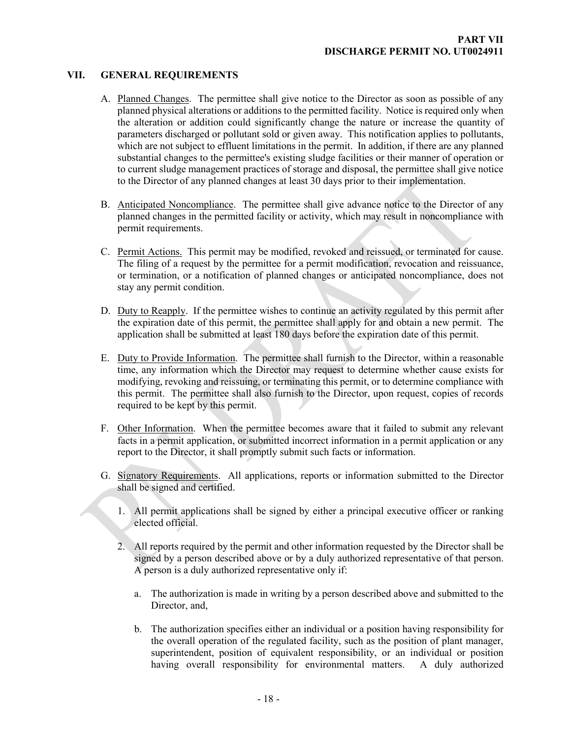## VII. GENERAL REQUIREMENTS

A. Planned Changes. The permittee shall give notice to the Director as soon as possible of any planned physical alterations or additions to the permitted facility. Notice is required only when the alteration or addition could significantly change the nature or increase the quantity of parameters discharged or pollutant sold or given away. This notification applies to pollutants, which are not subject to effluent limitations in the permit. In addition, if there are any planned substantial changes to the permittee's existing sludge facilities or their manner of operation or to current sludge management practices of storage and disposal, the permittee shall give notice to the Director of any planned changes at least 30 days prior to their implementation.

B. Anticipated Noncompliance. The permittee shall give advance notice to the Director of any planned changes in the permitted facility or activity, which may result in noncompliance with permit requirements.

C. Permit Actions. This permit may be modified, revoked and reissued, or terminated for cause. The filing of a request by the permittee for a permit modification, revocation and reissuance, or termination, or a notification of planned changes or anticipated noncompliance, does not stay any permit condition.

D. Duty to Reapply. If the permittee wishes to continue an activity regulated by this permit after the expiration date of this permit, the permittee shall apply for and obtain a new permit. The application shall be submitted at least 180 days before the expiration date of this permit.

E. Duty to Provide Information. The permittee shall furnish to the Director, within a reasonable time, any information which the Director may request to determine whether cause exists for modifying, revoking and reissuing, or terminating this permit, or to determine compliance with this permit. The permittee shall also furnish to the Director, upon request, copies of records required to be kept by this permit.

F. Other Information. When the permittee becomes aware that it failed to submit any relevant facts in a permit application, or submitted incorrect information in a permit application or any report to the Director, it shall promptly submit such facts or information.

G. Signatory Requirements. All applications, reports or information submitted to the Director shall be signed and certified.

1. All permit applications shall be signed by either a principal executive officer or ranking elected official.

2. All reports required by the permit and other information requested by the Director shall be signed by a person described above or by a duly authorized representative of that person. A person is a duly authorized representative only if:

   a. The authorization is made in writing by a person described above and submitted to the Director, and,

   b. The authorization specifies either an individual or a position having responsibility for the overall operation of the regulated facility, such as the position of plant manager, superintendent, position of equivalent responsibility, or an individual or position having overall responsibility for environmental matters. A duly authorized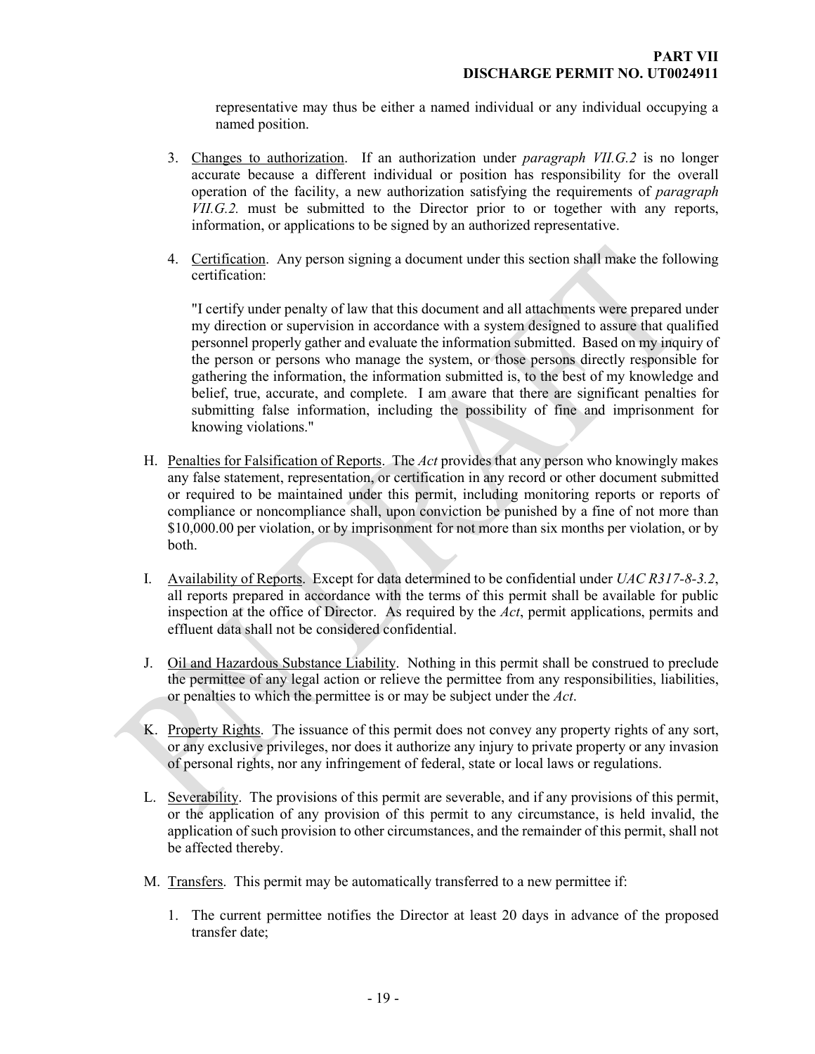representative may thus be either a named individual or any individual occupying a named position.

3. Changes to authorization. If an authorization under *paragraph VII.G.2* is no longer accurate because a different individual or position has responsibility for the overall operation of the facility, a new authorization satisfying the requirements of *paragraph VII.G.2.* must be submitted to the Director prior to or together with any reports, information, or applications to be signed by an authorized representative.

4. Certification. Any person signing a document under this section shall make the following certification:

   "I certify under penalty of law that this document and all attachments were prepared under my direction or supervision in accordance with a system designed to assure that qualified personnel properly gather and evaluate the information submitted. Based on my inquiry of the person or persons who manage the system, or those persons directly responsible for gathering the information, the information submitted is, to the best of my knowledge and belief, true, accurate, and complete. I am aware that there are significant penalties for submitting false information, including the possibility of fine and imprisonment for knowing violations."

H. Penalties for Falsification of Reports. The *Act* provides that any person who knowingly makes any false statement, representation, or certification in any record or other document submitted or required to be maintained under this permit, including monitoring reports or reports of compliance or noncompliance shall, upon conviction be punished by a fine of not more than $10,000.00 per violation, or by imprisonment for not more than six months per violation, or by both.

I. Availability of Reports. Except for data determined to be confidential under *UAC R317-8-3.2*, all reports prepared in accordance with the terms of this permit shall be available for public inspection at the office of Director. As required by the *Act*, permit applications, permits and effluent data shall not be considered confidential.

J. Oil and Hazardous Substance Liability. Nothing in this permit shall be construed to preclude the permittee of any legal action or relieve the permittee from any responsibilities, liabilities, or penalties to which the permittee is or may be subject under the *Act*.

K. Property Rights. The issuance of this permit does not convey any property rights of any sort, or any exclusive privileges, nor does it authorize any injury to private property or any invasion of personal rights, nor any infringement of federal, state or local laws or regulations.

L. Severability. The provisions of this permit are severable, and if any provisions of this permit, or the application of any provision of this permit to any circumstance, is held invalid, the application of such provision to other circumstances, and the remainder of this permit, shall not be affected thereby.

M. Transfers. This permit may be automatically transferred to a new permittee if:

1. The current permittee notifies the Director at least 20 days in advance of the proposed transfer date;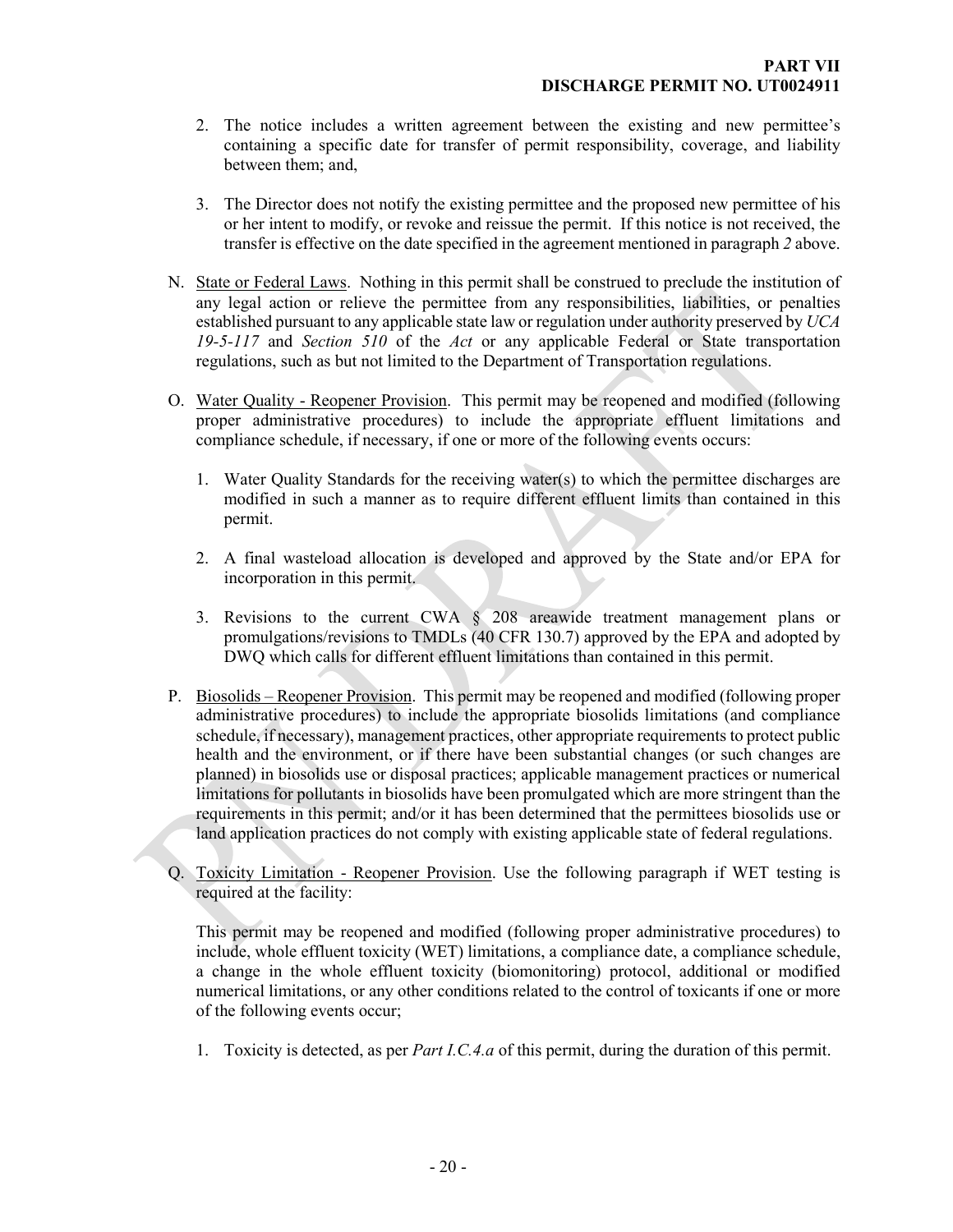2. The notice includes a written agreement between the existing and new permittee's containing a specific date for transfer of permit responsibility, coverage, and liability between them; and,

3. The Director does not notify the existing permittee and the proposed new permittee of his or her intent to modify, or revoke and reissue the permit. If this notice is not received, the transfer is effective on the date specified in the agreement mentioned in paragraph *2* above.

N. <u>State or Federal Laws</u>. Nothing in this permit shall be construed to preclude the institution of any legal action or relieve the permittee from any responsibilities, liabilities, or penalties established pursuant to any applicable state law or regulation under authority preserved by *UCA 19-5-117* and *Section 510* of the *Act* or any applicable Federal or State transportation regulations, such as but not limited to the Department of Transportation regulations.

O. <u>Water Quality - Reopener Provision</u>. This permit may be reopened and modified (following proper administrative procedures) to include the appropriate effluent limitations and compliance schedule, if necessary, if one or more of the following events occurs:

1. Water Quality Standards for the receiving water(s) to which the permittee discharges are modified in such a manner as to require different effluent limits than contained in this permit.

2. A final wasteload allocation is developed and approved by the State and/or EPA for incorporation in this permit.

3. Revisions to the current CWA § 208 areawide treatment management plans or promulgations/revisions to TMDLs (40 CFR 130.7) approved by the EPA and adopted by DWQ which calls for different effluent limitations than contained in this permit.

P. <u>Biosolids – Reopener Provision</u>. This permit may be reopened and modified (following proper administrative procedures) to include the appropriate biosolids limitations (and compliance schedule, if necessary), management practices, other appropriate requirements to protect public health and the environment, or if there have been substantial changes (or such changes are planned) in biosolids use or disposal practices; applicable management practices or numerical limitations for pollutants in biosolids have been promulgated which are more stringent than the requirements in this permit; and/or it has been determined that the permittees biosolids use or land application practices do not comply with existing applicable state of federal regulations.

Q. <u>Toxicity Limitation - Reopener Provision</u>. Use the following paragraph if WET testing is required at the facility:

This permit may be reopened and modified (following proper administrative procedures) to include, whole effluent toxicity (WET) limitations, a compliance date, a compliance schedule, a change in the whole effluent toxicity (biomonitoring) protocol, additional or modified numerical limitations, or any other conditions related to the control of toxicants if one or more of the following events occur;

1. Toxicity is detected, as per *Part I.C.4.a* of this permit, during the duration of this permit.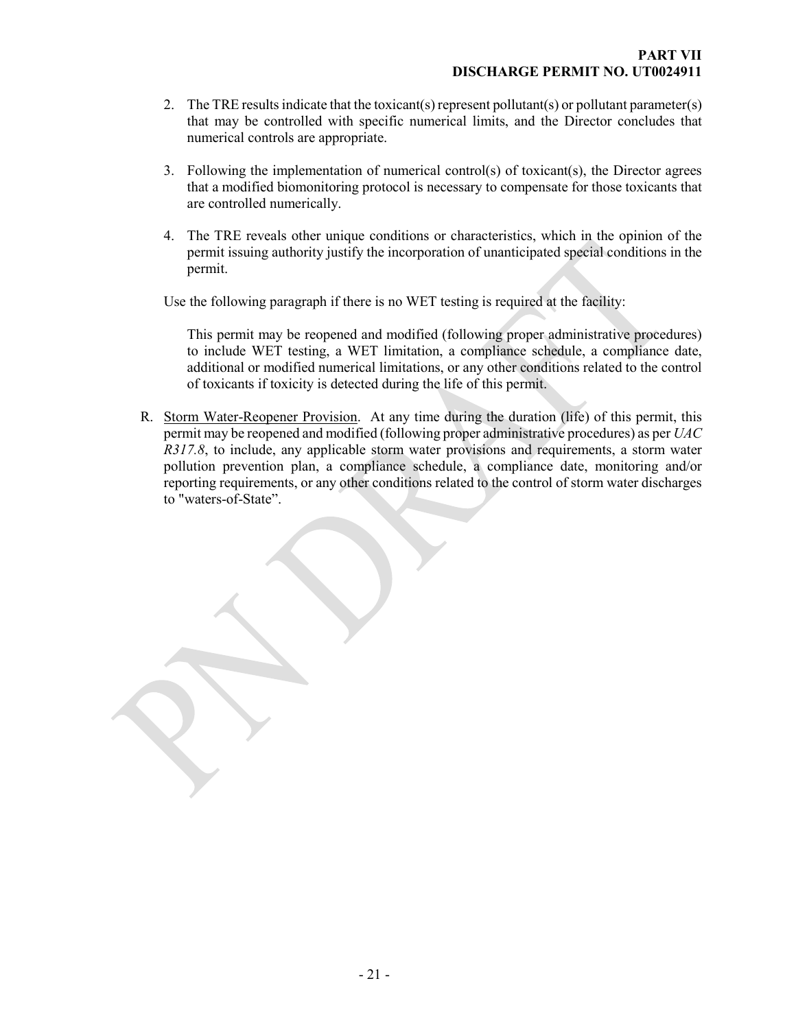2. The TRE results indicate that the toxicant(s) represent pollutant(s) or pollutant parameter(s) that may be controlled with specific numerical limits, and the Director concludes that numerical controls are appropriate.

3. Following the implementation of numerical control(s) of toxicant(s), the Director agrees that a modified biomonitoring protocol is necessary to compensate for those toxicants that are controlled numerically.

4. The TRE reveals other unique conditions or characteristics, which in the opinion of the permit issuing authority justify the incorporation of unanticipated special conditions in the permit.

Use the following paragraph if there is no WET testing is required at the facility:

> This permit may be reopened and modified (following proper administrative procedures) to include WET testing, a WET limitation, a compliance schedule, a compliance date, additional or modified numerical limitations, or any other conditions related to the control of toxicants if toxicity is detected during the life of this permit.

R. <u>Storm Water-Reopener Provision</u>. At any time during the duration (life) of this permit, this permit may be reopened and modified (following proper administrative procedures) as per *UAC R317.8*, to include, any applicable storm water provisions and requirements, a storm water pollution prevention plan, a compliance schedule, a compliance date, monitoring and/or reporting requirements, or any other conditions related to the control of storm water discharges to "waters-of-State".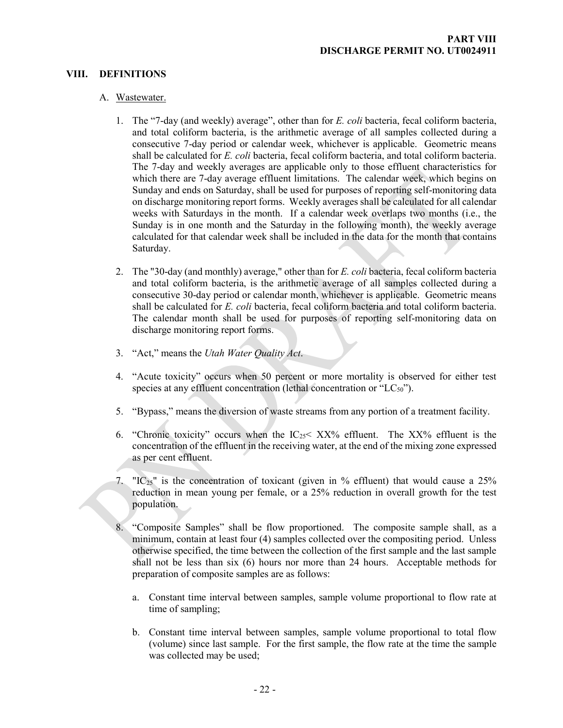## VIII. DEFINITIONS

### A. Wastewater.

1. The "7-day (and weekly) average", other than for *E. coli* bacteria, fecal coliform bacteria, and total coliform bacteria, is the arithmetic average of all samples collected during a consecutive 7-day period or calendar week, whichever is applicable. Geometric means shall be calculated for *E. coli* bacteria, fecal coliform bacteria, and total coliform bacteria. The 7-day and weekly averages are applicable only to those effluent characteristics for which there are 7-day average effluent limitations. The calendar week, which begins on Sunday and ends on Saturday, shall be used for purposes of reporting self-monitoring data on discharge monitoring report forms. Weekly averages shall be calculated for all calendar weeks with Saturdays in the month. If a calendar week overlaps two months (i.e., the Sunday is in one month and the Saturday in the following month), the weekly average calculated for that calendar week shall be included in the data for the month that contains Saturday.

2. The "30-day (and monthly) average," other than for *E. coli* bacteria, fecal coliform bacteria and total coliform bacteria, is the arithmetic average of all samples collected during a consecutive 30-day period or calendar month, whichever is applicable. Geometric means shall be calculated for *E. coli* bacteria, fecal coliform bacteria and total coliform bacteria. The calendar month shall be used for purposes of reporting self-monitoring data on discharge monitoring report forms.

3. "Act," means the *Utah Water Quality Act*.

4. "Acute toxicity" occurs when 50 percent or more mortality is observed for either test species at any effluent concentration (lethal concentration or "$LC_{50}$").

5. "Bypass," means the diversion of waste streams from any portion of a treatment facility.

6. "Chronic toxicity" occurs when the $IC_{25}$< XX% effluent. The XX% effluent is the concentration of the effluent in the receiving water, at the end of the mixing zone expressed as per cent effluent.

7. "$IC_{25}$" is the concentration of toxicant (given in % effluent) that would cause a 25% reduction in mean young per female, or a 25% reduction in overall growth for the test population.

8. "Composite Samples" shall be flow proportioned. The composite sample shall, as a minimum, contain at least four (4) samples collected over the compositing period. Unless otherwise specified, the time between the collection of the first sample and the last sample shall not be less than six (6) hours nor more than 24 hours. Acceptable methods for preparation of composite samples are as follows:

   a. Constant time interval between samples, sample volume proportional to flow rate at time of sampling;

   b. Constant time interval between samples, sample volume proportional to total flow (volume) since last sample. For the first sample, the flow rate at the time the sample was collected may be used;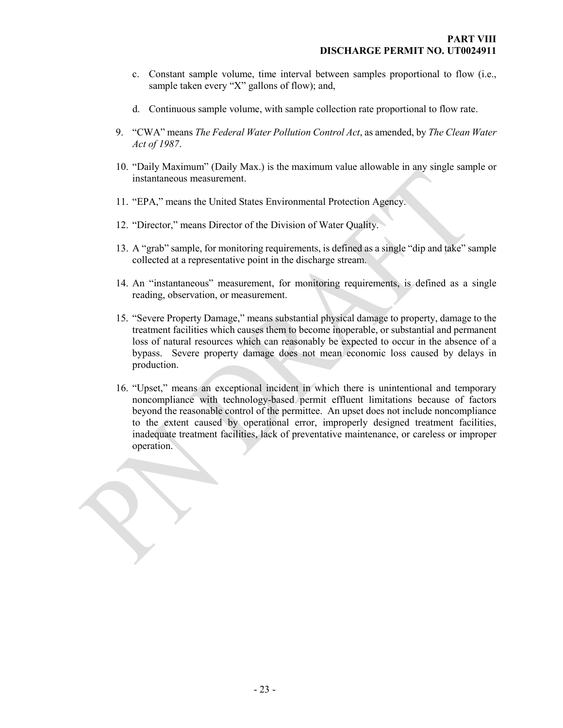c. Constant sample volume, time interval between samples proportional to flow (i.e., sample taken every "X" gallons of flow); and,

d. Continuous sample volume, with sample collection rate proportional to flow rate.

9. "CWA" means *The Federal Water Pollution Control Act*, as amended, by *The Clean Water Act of 1987*.

10. "Daily Maximum" (Daily Max.) is the maximum value allowable in any single sample or instantaneous measurement.

11. "EPA," means the United States Environmental Protection Agency.

12. "Director," means Director of the Division of Water Quality.

13. A "grab" sample, for monitoring requirements, is defined as a single "dip and take" sample collected at a representative point in the discharge stream.

14. An "instantaneous" measurement, for monitoring requirements, is defined as a single reading, observation, or measurement.

15. "Severe Property Damage," means substantial physical damage to property, damage to the treatment facilities which causes them to become inoperable, or substantial and permanent loss of natural resources which can reasonably be expected to occur in the absence of a bypass. Severe property damage does not mean economic loss caused by delays in production.

16. "Upset," means an exceptional incident in which there is unintentional and temporary noncompliance with technology-based permit effluent limitations because of factors beyond the reasonable control of the permittee. An upset does not include noncompliance to the extent caused by operational error, improperly designed treatment facilities, inadequate treatment facilities, lack of preventative maintenance, or careless or improper operation.